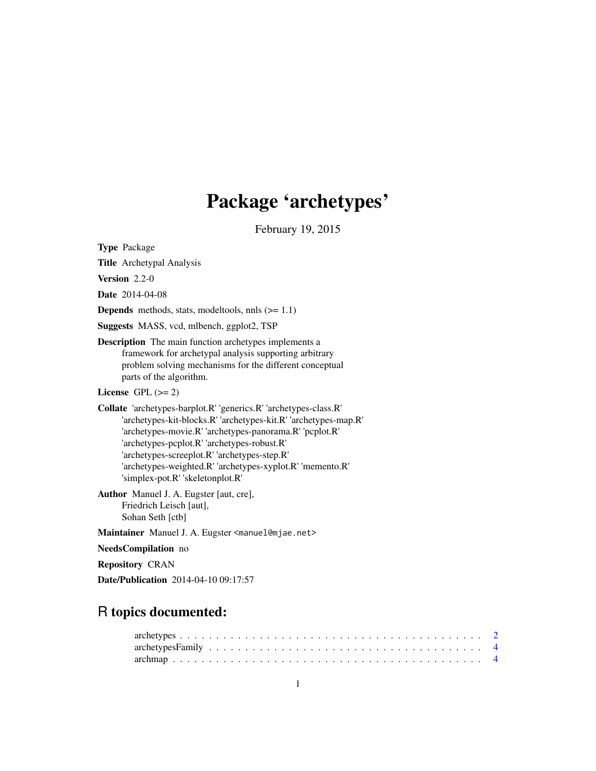# Package 'archetypes'

February 19, 2015

**Type** Package

**Title** Archetypal Analysis

**Version** 2.2-0

**Date** 2014-04-08

**Depends** methods, stats, modeltools, nnls (>= 1.1)

**Suggests** MASS, vcd, mlbench, ggplot2, TSP

**Description** The main function archetypes implements a framework for archetypal analysis supporting arbitrary problem solving mechanisms for the different conceptual parts of the algorithm.

**License** GPL (>= 2)

**Collate** 'archetypes-barplot.R' 'generics.R' 'archetypes-class.R' 'archetypes-kit-blocks.R' 'archetypes-kit.R' 'archetypes-map.R' 'archetypes-movie.R' 'archetypes-panorama.R' 'pcplot.R' 'archetypes-pcplot.R' 'archetypes-robust.R' 'archetypes-screeplot.R' 'archetypes-step.R' 'archetypes-weighted.R' 'archetypes-xyplot.R' 'memento.R' 'simplex-pot.R' 'skeletonplot.R'

**Author** Manuel J. A. Eugster [aut, cre], Friedrich Leisch [aut], Sohan Seth [ctb]

**Maintainer** Manuel J. A. Eugster <manuel@mjae.net>

**NeedsCompilation** no

**Repository** CRAN

**Date/Publication** 2014-04-10 09:17:57

## R topics documented:

archetypes . . . . . . . . . . . . . . . . . . . . . . . . . . . . . . . . . . . . . . . . . 2
archetypesFamily . . . . . . . . . . . . . . . . . . . . . . . . . . . . . . . . . . . . . 4
archmap . . . . . . . . . . . . . . . . . . . . . . . . . . . . . . . . . . . . . . . . . . 4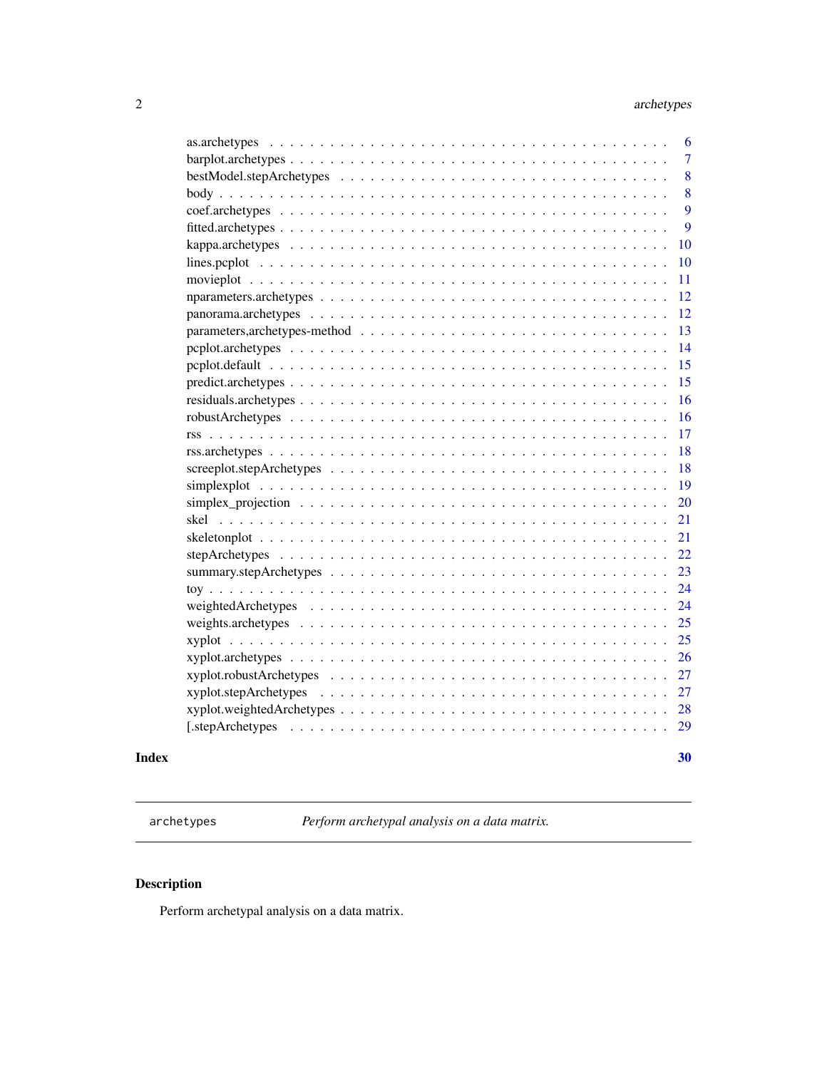as.archetypes . . . . . . . . . . . . . . . . . . . . . . . . . . . . . . . . . . . . . . 6
barplot.archetypes . . . . . . . . . . . . . . . . . . . . . . . . . . . . . . . . . . . . 7
bestModel.stepArchetypes . . . . . . . . . . . . . . . . . . . . . . . . . . . . . . . . . 8
body . . . . . . . . . . . . . . . . . . . . . . . . . . . . . . . . . . . . . . . . . . . . 8
coef.archetypes . . . . . . . . . . . . . . . . . . . . . . . . . . . . . . . . . . . . . . 9
fitted.archetypes . . . . . . . . . . . . . . . . . . . . . . . . . . . . . . . . . . . . . 9
kappa.archetypes . . . . . . . . . . . . . . . . . . . . . . . . . . . . . . . . . . . . . 10
lines.pcplot . . . . . . . . . . . . . . . . . . . . . . . . . . . . . . . . . . . . . . . . 10
movieplot . . . . . . . . . . . . . . . . . . . . . . . . . . . . . . . . . . . . . . . . . 11
nparameters.archetypes . . . . . . . . . . . . . . . . . . . . . . . . . . . . . . . . . . 12
panorama.archetypes . . . . . . . . . . . . . . . . . . . . . . . . . . . . . . . . . . . 12
parameters,archetypes-method . . . . . . . . . . . . . . . . . . . . . . . . . . . . . . . 13
pcplot.archetypes . . . . . . . . . . . . . . . . . . . . . . . . . . . . . . . . . . . . . 14
pcplot.default . . . . . . . . . . . . . . . . . . . . . . . . . . . . . . . . . . . . . . . 15
predict.archetypes . . . . . . . . . . . . . . . . . . . . . . . . . . . . . . . . . . . . . 15
residuals.archetypes . . . . . . . . . . . . . . . . . . . . . . . . . . . . . . . . . . . . 16
robustArchetypes . . . . . . . . . . . . . . . . . . . . . . . . . . . . . . . . . . . . . . 16
rss . . . . . . . . . . . . . . . . . . . . . . . . . . . . . . . . . . . . . . . . . . . . . 17
rss.archetypes . . . . . . . . . . . . . . . . . . . . . . . . . . . . . . . . . . . . . . . 18
screeplot.stepArchetypes . . . . . . . . . . . . . . . . . . . . . . . . . . . . . . . . . 18
simplexplot . . . . . . . . . . . . . . . . . . . . . . . . . . . . . . . . . . . . . . . . 19
simplex_projection . . . . . . . . . . . . . . . . . . . . . . . . . . . . . . . . . . . . . 20
skel . . . . . . . . . . . . . . . . . . . . . . . . . . . . . . . . . . . . . . . . . . . . 21
skeletonplot . . . . . . . . . . . . . . . . . . . . . . . . . . . . . . . . . . . . . . . . 21
stepArchetypes . . . . . . . . . . . . . . . . . . . . . . . . . . . . . . . . . . . . . . . 22
summary.stepArchetypes . . . . . . . . . . . . . . . . . . . . . . . . . . . . . . . . . . 23
toy . . . . . . . . . . . . . . . . . . . . . . . . . . . . . . . . . . . . . . . . . . . . . 24
weightedArchetypes . . . . . . . . . . . . . . . . . . . . . . . . . . . . . . . . . . . . 24
weights.archetypes . . . . . . . . . . . . . . . . . . . . . . . . . . . . . . . . . . . . . 25
xyplot . . . . . . . . . . . . . . . . . . . . . . . . . . . . . . . . . . . . . . . . . . . 25
xyplot.archetypes . . . . . . . . . . . . . . . . . . . . . . . . . . . . . . . . . . . . . 26
xyplot.robustArchetypes . . . . . . . . . . . . . . . . . . . . . . . . . . . . . . . . . . 27
xyplot.stepArchetypes . . . . . . . . . . . . . . . . . . . . . . . . . . . . . . . . . . . 27
xyplot.weightedArchetypes . . . . . . . . . . . . . . . . . . . . . . . . . . . . . . . . . 28
[.stepArchetypes . . . . . . . . . . . . . . . . . . . . . . . . . . . . . . . . . . . . . . 29

**Index** **30**

---

`archetypes` *Perform archetypal analysis on a data matrix.*

---

## Description

Perform archetypal analysis on a data matrix.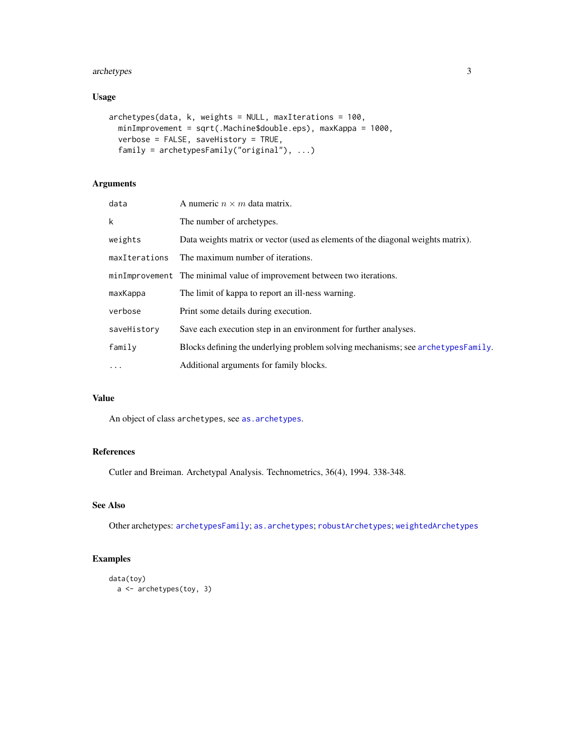## Usage

```
archetypes(data, k, weights = NULL, maxIterations = 100,
  minImprovement = sqrt(.Machine$double.eps), maxKappa = 1000,
  verbose = FALSE, saveHistory = TRUE,
  family = archetypesFamily("original"), ...)
```

## Arguments

| | |
|---|---|
| data | A numeric $n \times m$ data matrix. |
| k | The number of archetypes. |
| weights | Data weights matrix or vector (used as elements of the diagonal weights matrix). |
| maxIterations | The maximum number of iterations. |
| minImprovement | The minimal value of improvement between two iterations. |
| maxKappa | The limit of kappa to report an ill-ness warning. |
| verbose | Print some details during execution. |
| saveHistory | Save each execution step in an environment for further analyses. |
| family | Blocks defining the underlying problem solving mechanisms; see archetypesFamily. |
| ... | Additional arguments for family blocks. |

## Value

An object of class archetypes, see as.archetypes.

## References

Cutler and Breiman. Archetypal Analysis. Technometrics, 36(4), 1994. 338-348.

## See Also

Other archetypes: archetypesFamily; as.archetypes; robustArchetypes; weightedArchetypes

## Examples

```
data(toy)
  a <- archetypes(toy, 3)
```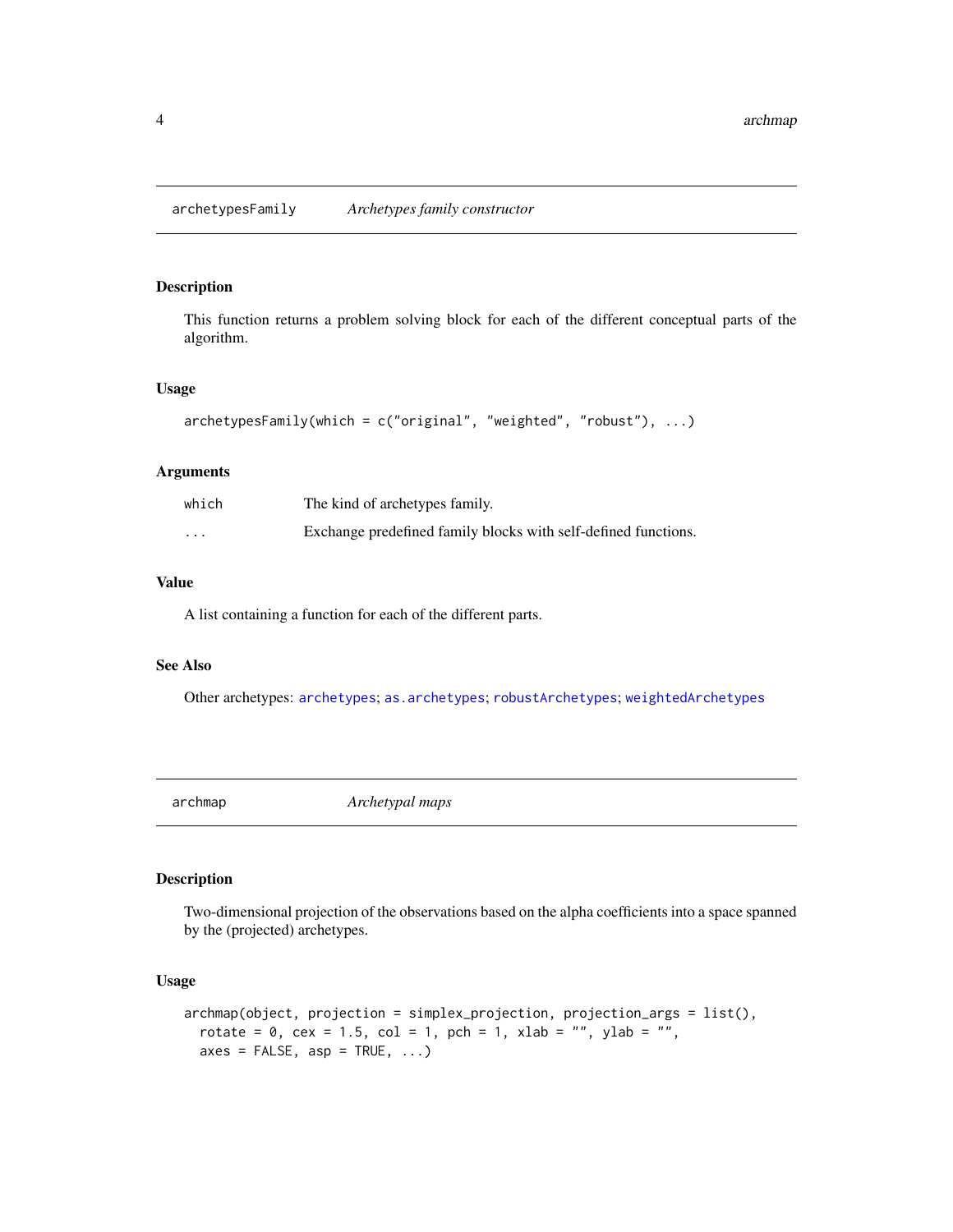## archetypesFamily *Archetypes family constructor*

### Description

This function returns a problem solving block for each of the different conceptual parts of the algorithm.

### Usage

```
archetypesFamily(which = c("original", "weighted", "robust"), ...)
```

### Arguments

| | |
|---|---|
| `which` | The kind of archetypes family. |
| `...` | Exchange predefined family blocks with self-defined functions. |

### Value

A list containing a function for each of the different parts.

### See Also

Other archetypes: `archetypes`; `as.archetypes`; `robustArchetypes`; `weightedArchetypes`

## archmap *Archetypal maps*

### Description

Two-dimensional projection of the observations based on the alpha coefficients into a space spanned by the (projected) archetypes.

### Usage

```
archmap(object, projection = simplex_projection, projection_args = list(),
  rotate = 0, cex = 1.5, col = 1, pch = 1, xlab = "", ylab = "",
  axes = FALSE, asp = TRUE, ...)
```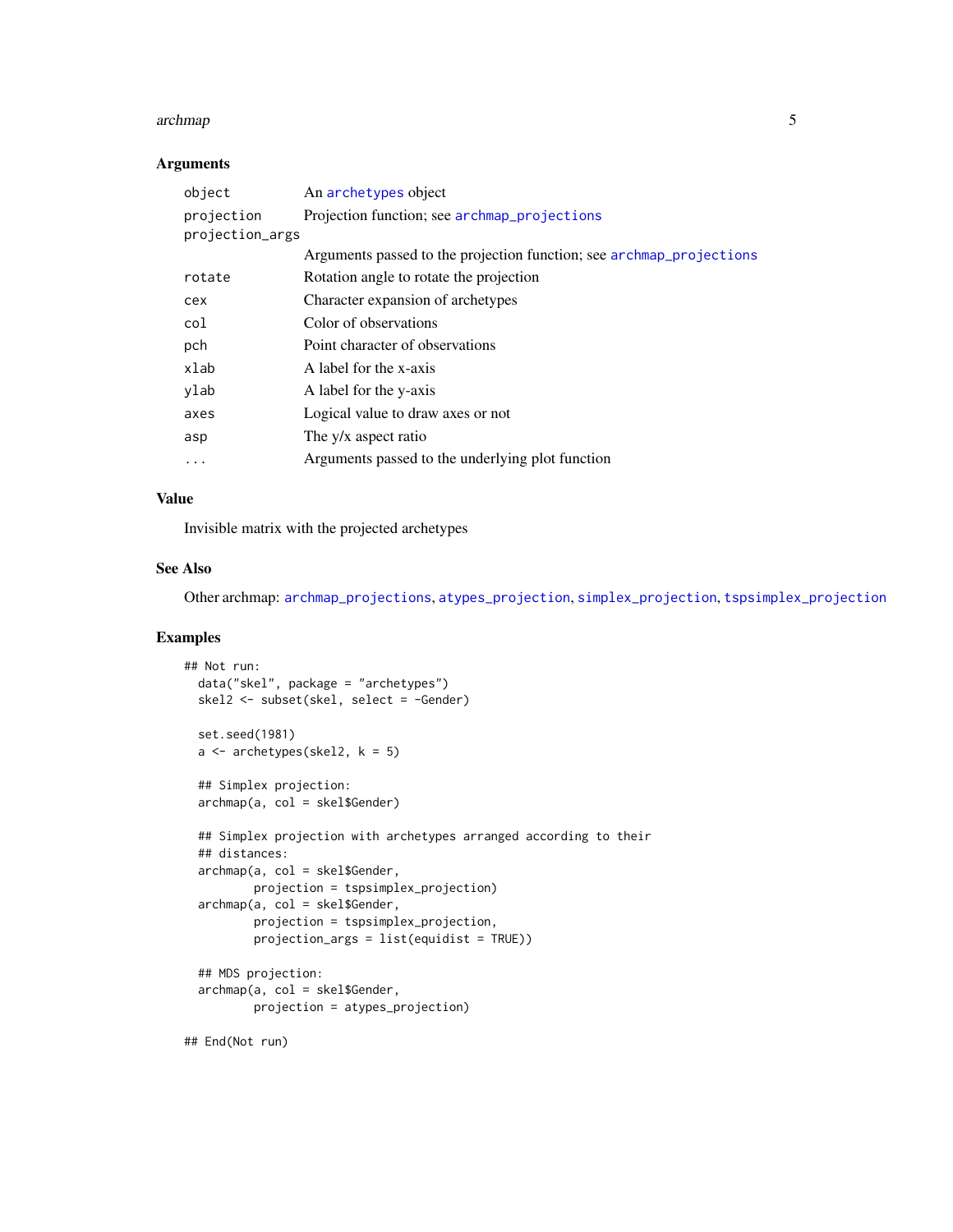### Arguments

| | |
|---|---|
| `object` | An archetypes object |
| `projection` | Projection function; see archmap_projections |
| `projection_args` | Arguments passed to the projection function; see archmap_projections |
| `rotate` | Rotation angle to rotate the projection |
| `cex` | Character expansion of archetypes |
| `col` | Color of observations |
| `pch` | Point character of observations |
| `xlab` | A label for the x-axis |
| `ylab` | A label for the y-axis |
| `axes` | Logical value to draw axes or not |
| `asp` | The y/x aspect ratio |
| `...` | Arguments passed to the underlying plot function |

### Value

Invisible matrix with the projected archetypes

### See Also

Other archmap: archmap_projections, atypes_projection, simplex_projection, tspsimplex_projection

### Examples

```
## Not run:
  data("skel", package = "archetypes")
  skel2 <- subset(skel, select = -Gender)

  set.seed(1981)
  a <- archetypes(skel2, k = 5)

  ## Simplex projection:
  archmap(a, col = skel$Gender)

  ## Simplex projection with archetypes arranged according to their
  ## distances:
  archmap(a, col = skel$Gender,
          projection = tspsimplex_projection)
  archmap(a, col = skel$Gender,
          projection = tspsimplex_projection,
          projection_args = list(equidist = TRUE))

  ## MDS projection:
  archmap(a, col = skel$Gender,
          projection = atypes_projection)

## End(Not run)
```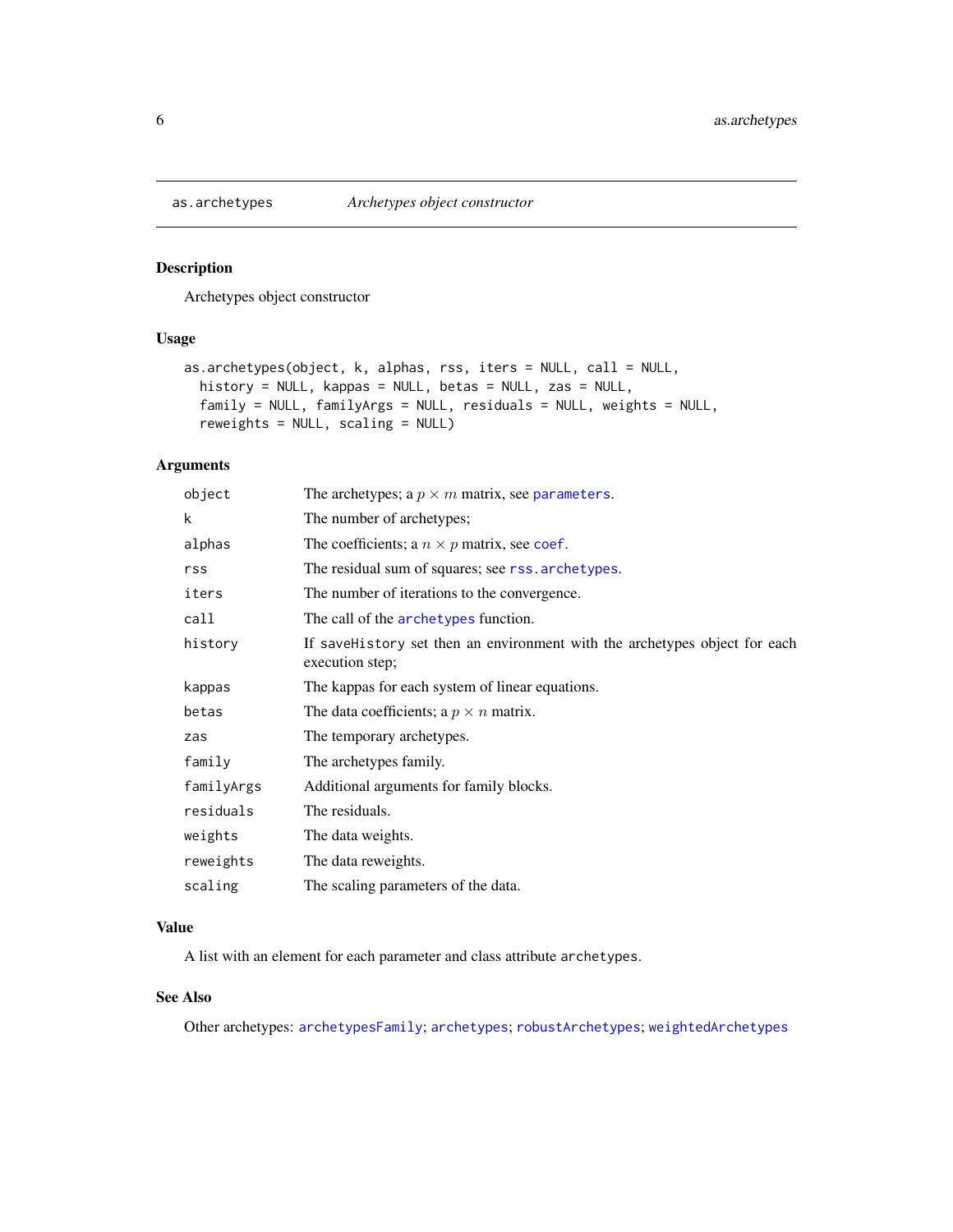as.archetypes — *Archetypes object constructor*

## Description

Archetypes object constructor

## Usage

```
as.archetypes(object, k, alphas, rss, iters = NULL, call = NULL,
  history = NULL, kappas = NULL, betas = NULL, zas = NULL,
  family = NULL, familyArgs = NULL, residuals = NULL, weights = NULL,
  reweights = NULL, scaling = NULL)
```

## Arguments

| | |
|---|---|
| object | The archetypes; a $p \times m$ matrix, see parameters. |
| k | The number of archetypes; |
| alphas | The coefficients; a $n \times p$ matrix, see coef. |
| rss | The residual sum of squares; see rss.archetypes. |
| iters | The number of iterations to the convergence. |
| call | The call of the archetypes function. |
| history | If saveHistory set then an environment with the archetypes object for each execution step; |
| kappas | The kappas for each system of linear equations. |
| betas | The data coefficients; a $p \times n$ matrix. |
| zas | The temporary archetypes. |
| family | The archetypes family. |
| familyArgs | Additional arguments for family blocks. |
| residuals | The residuals. |
| weights | The data weights. |
| reweights | The data reweights. |
| scaling | The scaling parameters of the data. |

## Value

A list with an element for each parameter and class attribute archetypes.

## See Also

Other archetypes: archetypesFamily; archetypes; robustArchetypes; weightedArchetypes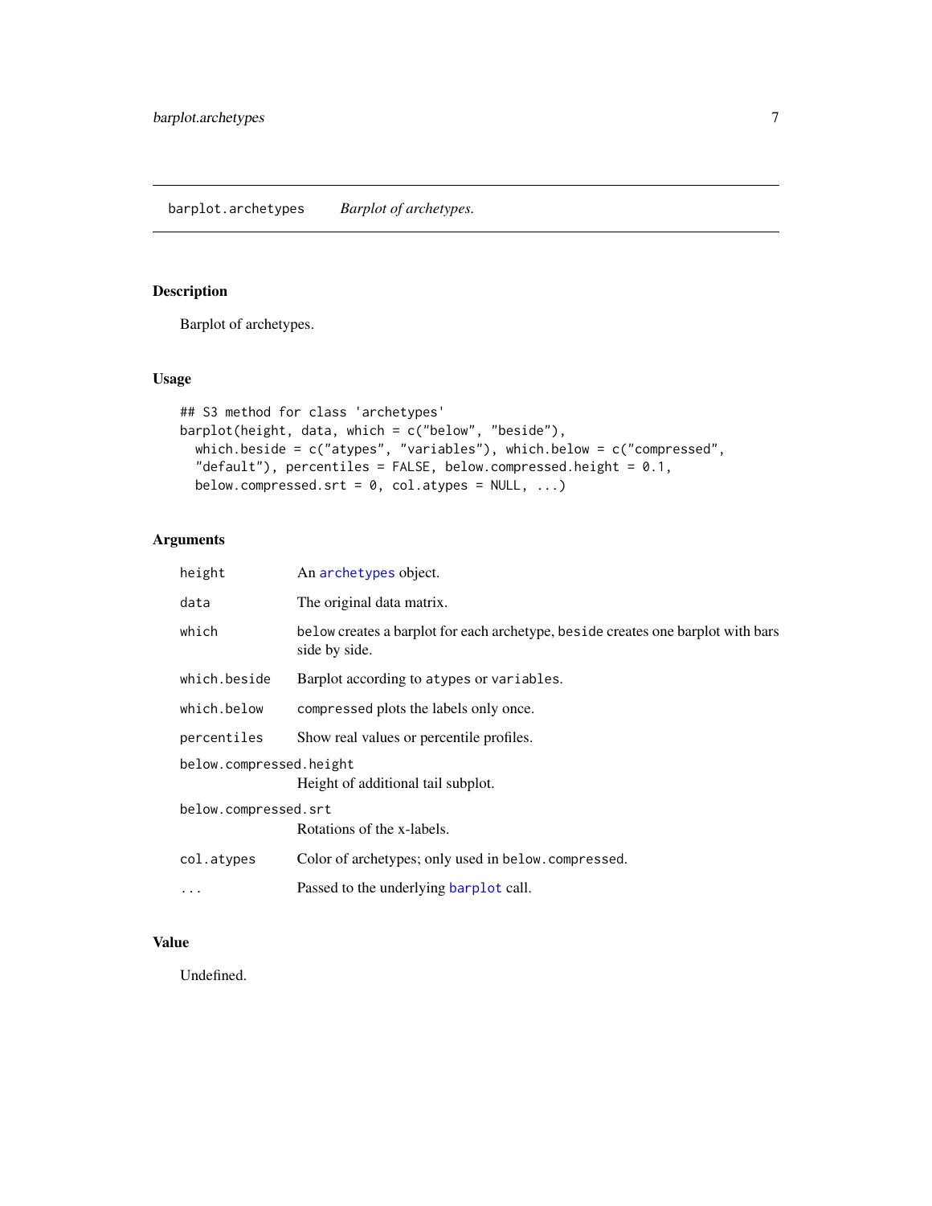# barplot.archetypes — *Barplot of archetypes.*

## Description

Barplot of archetypes.

## Usage

```
## S3 method for class 'archetypes'
barplot(height, data, which = c("below", "beside"),
  which.beside = c("atypes", "variables"), which.below = c("compressed",
  "default"), percentiles = FALSE, below.compressed.height = 0.1,
  below.compressed.srt = 0, col.atypes = NULL, ...)
```

## Arguments

| Argument | Description |
|---|---|
| `height` | An `archetypes` object. |
| `data` | The original data matrix. |
| `which` | `below` creates a barplot for each archetype, `beside` creates one barplot with bars side by side. |
| `which.beside` | Barplot according to `atypes` or `variables`. |
| `which.below` | `compressed` plots the labels only once. |
| `percentiles` | Show real values or percentile profiles. |
| `below.compressed.height` | Height of additional tail subplot. |
| `below.compressed.srt` | Rotations of the x-labels. |
| `col.atypes` | Color of archetypes; only used in `below.compressed`. |
| `...` | Passed to the underlying `barplot` call. |

## Value

Undefined.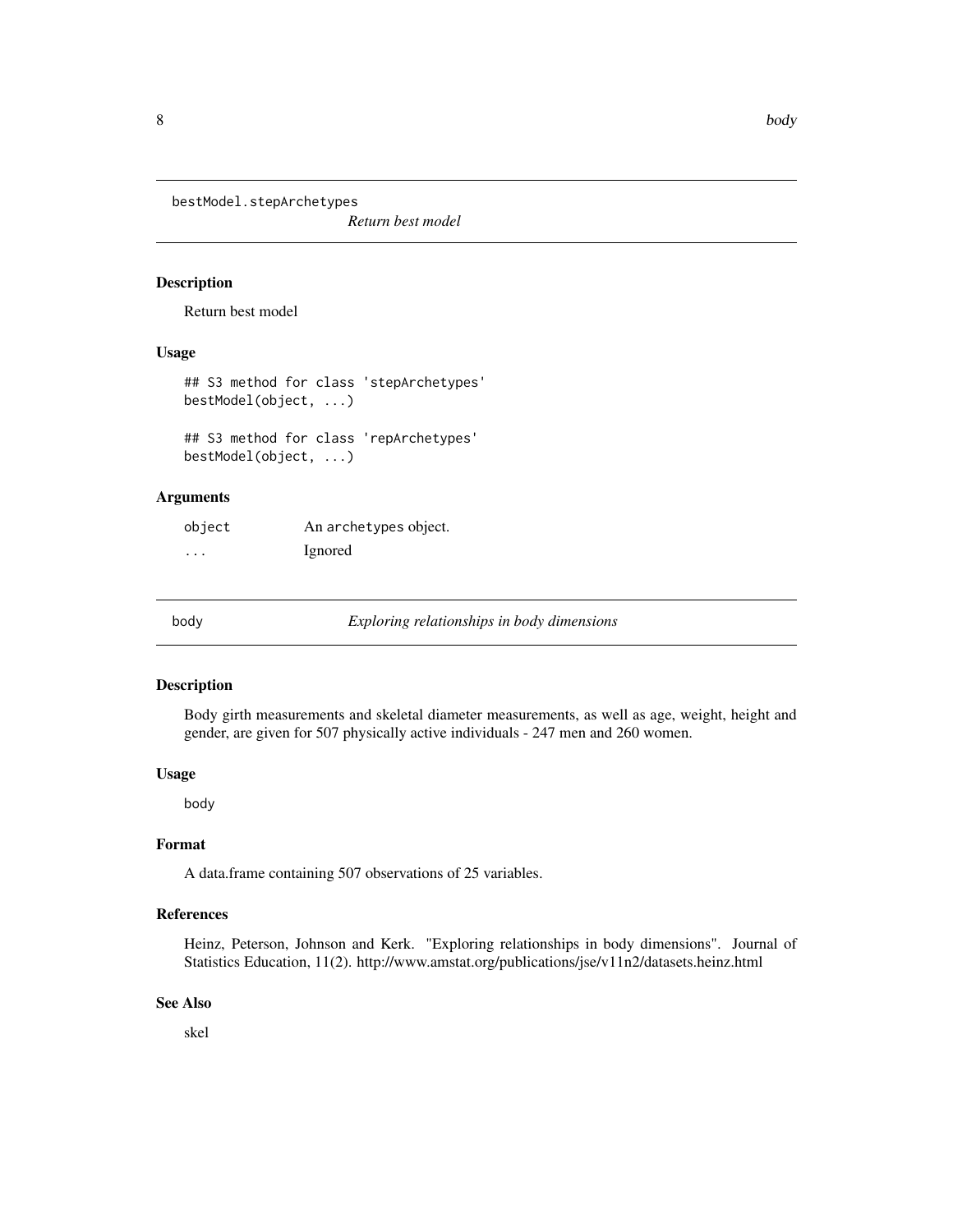## bestModel.stepArchetypes

*Return best model*

### Description

Return best model

### Usage

```
## S3 method for class 'stepArchetypes'
bestModel(object, ...)

## S3 method for class 'repArchetypes'
bestModel(object, ...)
```

### Arguments

| | |
|---|---|
| object | An archetypes object. |
| ... | Ignored |

## body

*Exploring relationships in body dimensions*

### Description

Body girth measurements and skeletal diameter measurements, as well as age, weight, height and gender, are given for 507 physically active individuals - 247 men and 260 women.

### Usage

```
body
```

### Format

A data.frame containing 507 observations of 25 variables.

### References

Heinz, Peterson, Johnson and Kerk. "Exploring relationships in body dimensions". Journal of Statistics Education, 11(2). http://www.amstat.org/publications/jse/v11n2/datasets.heinz.html

### See Also

skel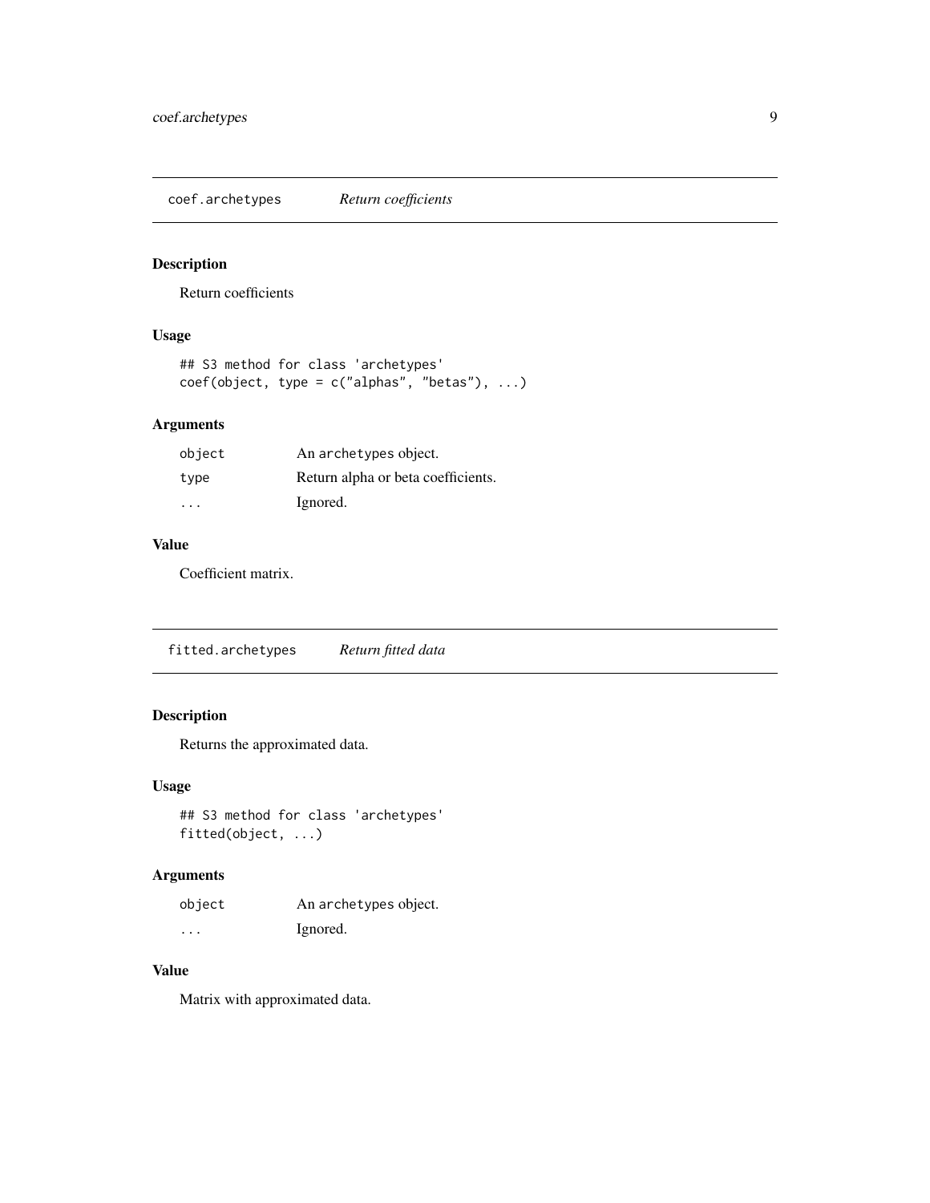## coef.archetypes *Return coefficients*

### Description

Return coefficients

### Usage

```
## S3 method for class 'archetypes'
coef(object, type = c("alphas", "betas"), ...)
```

### Arguments

| | |
|---|---|
| object | An archetypes object. |
| type | Return alpha or beta coefficients. |
| ... | Ignored. |

### Value

Coefficient matrix.

## fitted.archetypes *Return fitted data*

### Description

Returns the approximated data.

### Usage

```
## S3 method for class 'archetypes'
fitted(object, ...)
```

### Arguments

| | |
|---|---|
| object | An archetypes object. |
| ... | Ignored. |

### Value

Matrix with approximated data.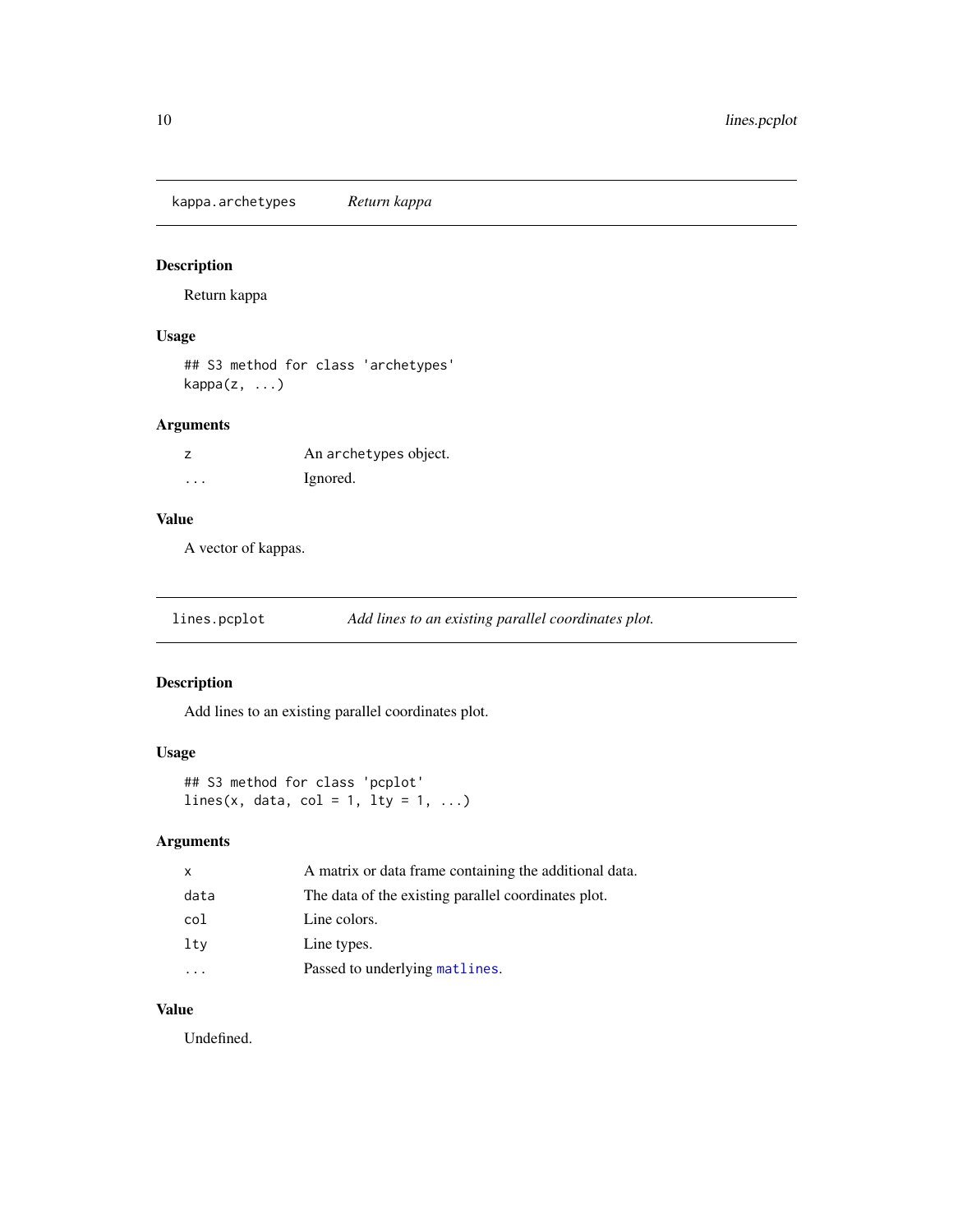## kappa.archetypes — *Return kappa*

### Description

Return kappa

### Usage

```
## S3 method for class 'archetypes'
kappa(z, ...)
```

### Arguments

| | |
|---|---|
| `z` | An `archetypes` object. |
| `...` | Ignored. |

### Value

A vector of kappas.

## lines.pcplot — *Add lines to an existing parallel coordinates plot.*

### Description

Add lines to an existing parallel coordinates plot.

### Usage

```
## S3 method for class 'pcplot'
lines(x, data, col = 1, lty = 1, ...)
```

### Arguments

| | |
|---|---|
| `x` | A matrix or data frame containing the additional data. |
| `data` | The data of the existing parallel coordinates plot. |
| `col` | Line colors. |
| `lty` | Line types. |
| `...` | Passed to underlying `matlines`. |

### Value

Undefined.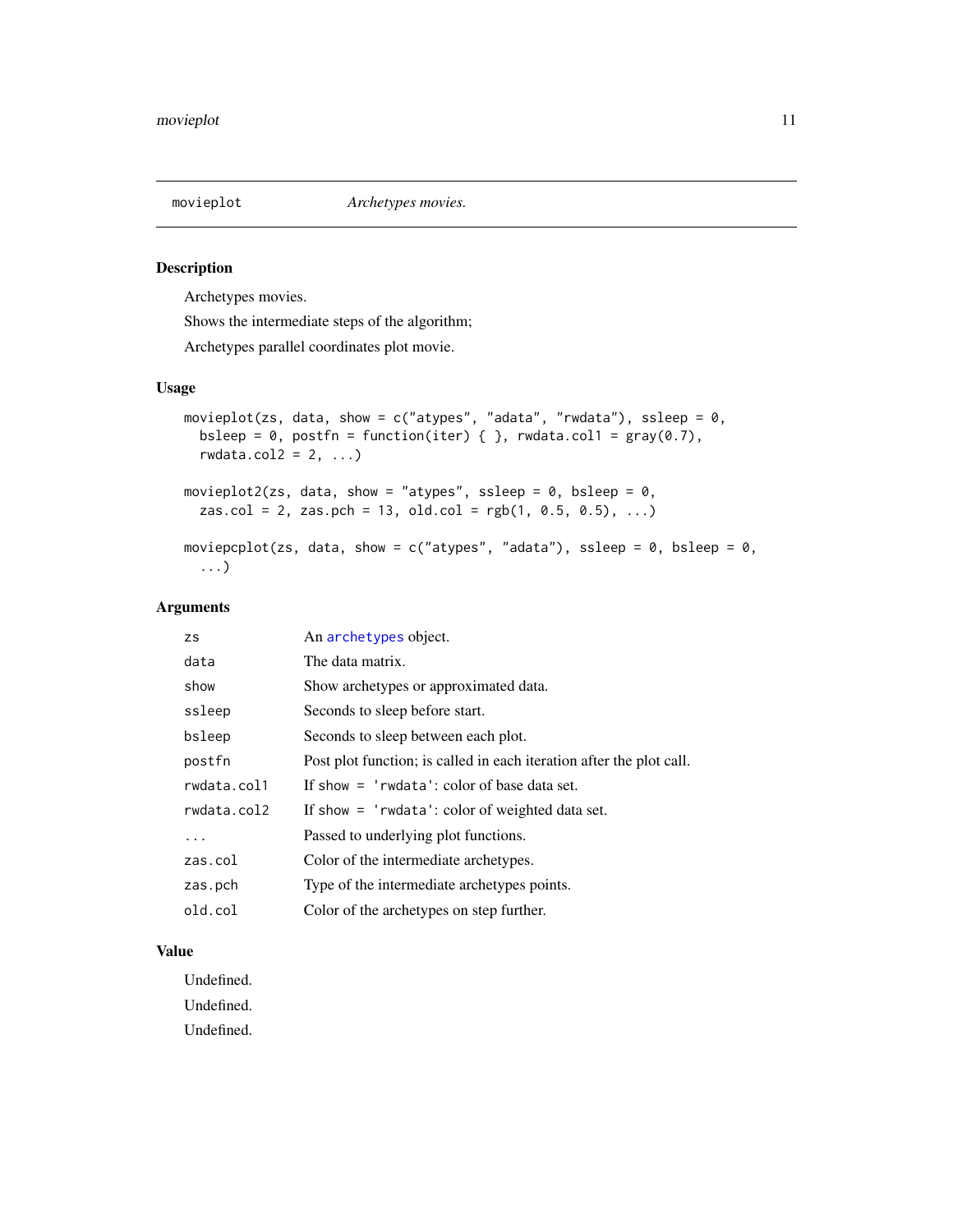movieplot *Archetypes movies.*

## Description

Archetypes movies.

Shows the intermediate steps of the algorithm;

Archetypes parallel coordinates plot movie.

## Usage

```
movieplot(zs, data, show = c("atypes", "adata", "rwdata"), ssleep = 0,
  bsleep = 0, postfn = function(iter) { }, rwdata.col1 = gray(0.7),
  rwdata.col2 = 2, ...)

movieplot2(zs, data, show = "atypes", ssleep = 0, bsleep = 0,
  zas.col = 2, zas.pch = 13, old.col = rgb(1, 0.5, 0.5), ...)

moviepcplot(zs, data, show = c("atypes", "adata"), ssleep = 0, bsleep = 0,
  ...)
```

## Arguments

| | |
|---|---|
| zs | An archetypes object. |
| data | The data matrix. |
| show | Show archetypes or approximated data. |
| ssleep | Seconds to sleep before start. |
| bsleep | Seconds to sleep between each plot. |
| postfn | Post plot function; is called in each iteration after the plot call. |
| rwdata.col1 | If show = 'rwdata': color of base data set. |
| rwdata.col2 | If show = 'rwdata': color of weighted data set. |
| ... | Passed to underlying plot functions. |
| zas.col | Color of the intermediate archetypes. |
| zas.pch | Type of the intermediate archetypes points. |
| old.col | Color of the archetypes on step further. |

## Value

Undefined.

Undefined.

Undefined.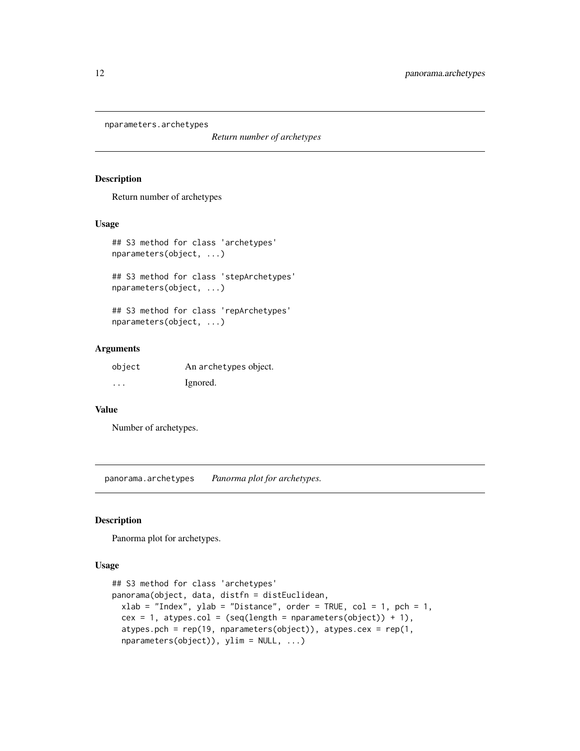## nparameters.archetypes

*Return number of archetypes*

### Description

Return number of archetypes

### Usage

```
## S3 method for class 'archetypes'
nparameters(object, ...)

## S3 method for class 'stepArchetypes'
nparameters(object, ...)

## S3 method for class 'repArchetypes'
nparameters(object, ...)
```

### Arguments

| | |
|---|---|
| `object` | An `archetypes` object. |
| `...` | Ignored. |

### Value

Number of archetypes.

## panorama.archetypes

*Panorma plot for archetypes.*

### Description

Panorma plot for archetypes.

### Usage

```
## S3 method for class 'archetypes'
panorama(object, data, distfn = distEuclidean,
  xlab = "Index", ylab = "Distance", order = TRUE, col = 1, pch = 1,
  cex = 1, atypes.col = (seq(length = nparameters(object)) + 1),
  atypes.pch = rep(19, nparameters(object)), atypes.cex = rep(1,
  nparameters(object)), ylim = NULL, ...)
```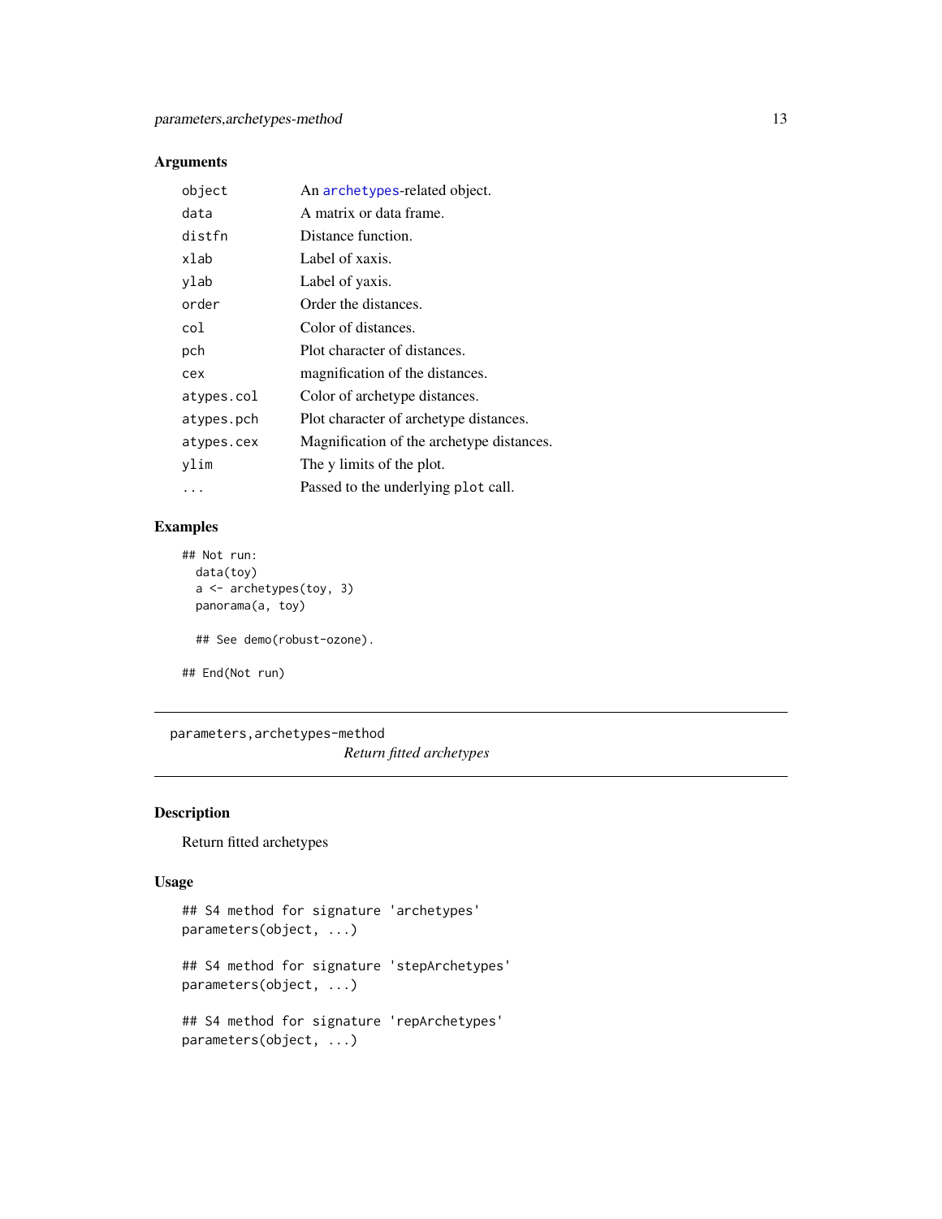## Arguments

| | |
|---|---|
| `object` | An `archetypes`-related object. |
| `data` | A matrix or data frame. |
| `distfn` | Distance function. |
| `xlab` | Label of xaxis. |
| `ylab` | Label of yaxis. |
| `order` | Order the distances. |
| `col` | Color of distances. |
| `pch` | Plot character of distances. |
| `cex` | magnification of the distances. |
| `atypes.col` | Color of archetype distances. |
| `atypes.pch` | Plot character of archetype distances. |
| `atypes.cex` | Magnification of the archetype distances. |
| `ylim` | The y limits of the plot. |
| `...` | Passed to the underlying `plot` call. |

## Examples

```
## Not run:
  data(toy)
  a <- archetypes(toy, 3)
  panorama(a, toy)

  ## See demo(robust-ozone).

## End(Not run)
```

---

`parameters,archetypes-method`
*Return fitted archetypes*

---

## Description

Return fitted archetypes

## Usage

```
## S4 method for signature 'archetypes'
parameters(object, ...)

## S4 method for signature 'stepArchetypes'
parameters(object, ...)

## S4 method for signature 'repArchetypes'
parameters(object, ...)
```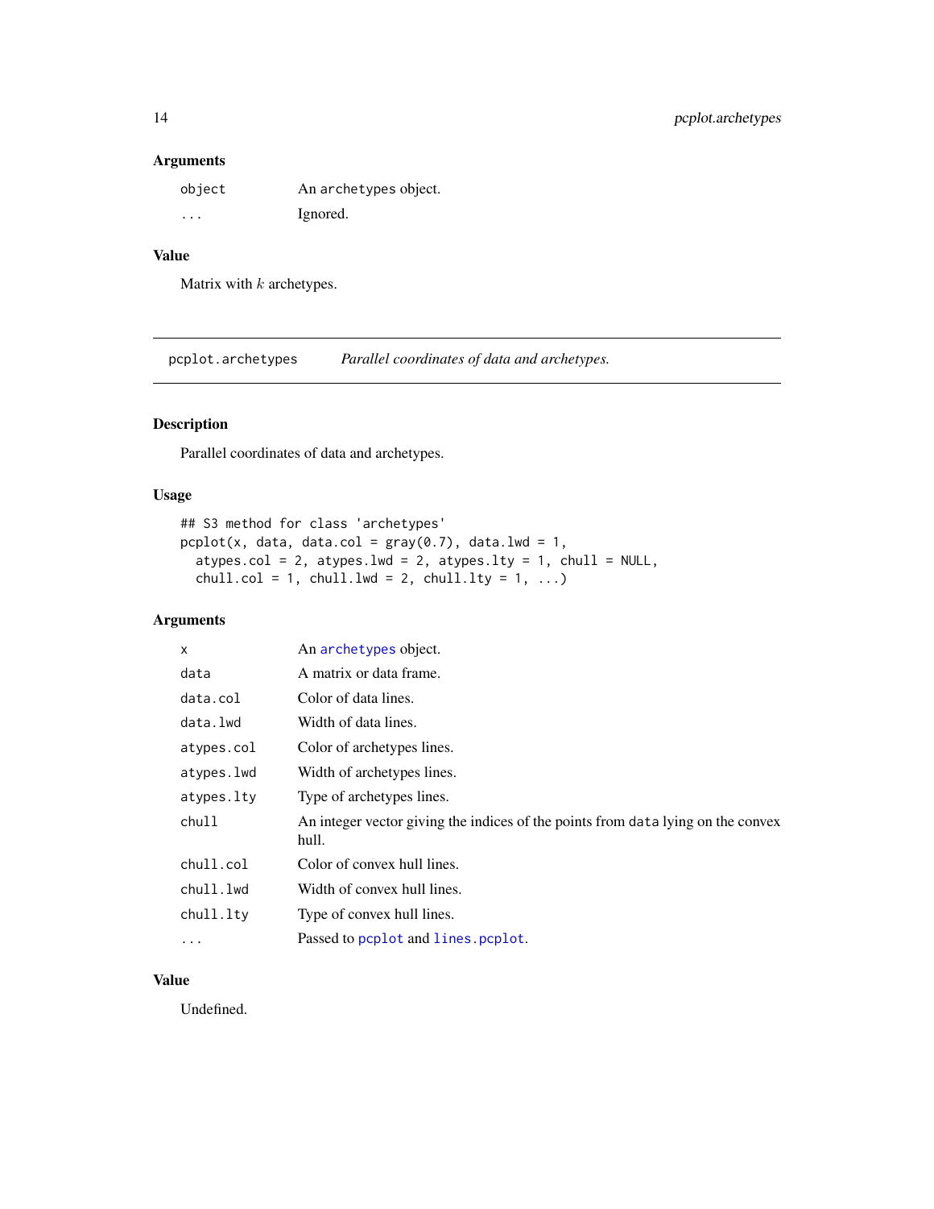### Arguments

| | |
|---|---|
| `object` | An `archetypes` object. |
| `...` | Ignored. |

### Value

Matrix with $k$ archetypes.

---

## pcplot.archetypes — *Parallel coordinates of data and archetypes.*

---

### Description

Parallel coordinates of data and archetypes.

### Usage

```
## S3 method for class 'archetypes'
pcplot(x, data, data.col = gray(0.7), data.lwd = 1,
  atypes.col = 2, atypes.lwd = 2, atypes.lty = 1, chull = NULL,
  chull.col = 1, chull.lwd = 2, chull.lty = 1, ...)
```

### Arguments

| | |
|---|---|
| `x` | An `archetypes` object. |
| `data` | A matrix or data frame. |
| `data.col` | Color of data lines. |
| `data.lwd` | Width of data lines. |
| `atypes.col` | Color of archetypes lines. |
| `atypes.lwd` | Width of archetypes lines. |
| `atypes.lty` | Type of archetypes lines. |
| `chull` | An integer vector giving the indices of the points from `data` lying on the convex hull. |
| `chull.col` | Color of convex hull lines. |
| `chull.lwd` | Width of convex hull lines. |
| `chull.lty` | Type of convex hull lines. |
| `...` | Passed to `pcplot` and `lines.pcplot`. |

### Value

Undefined.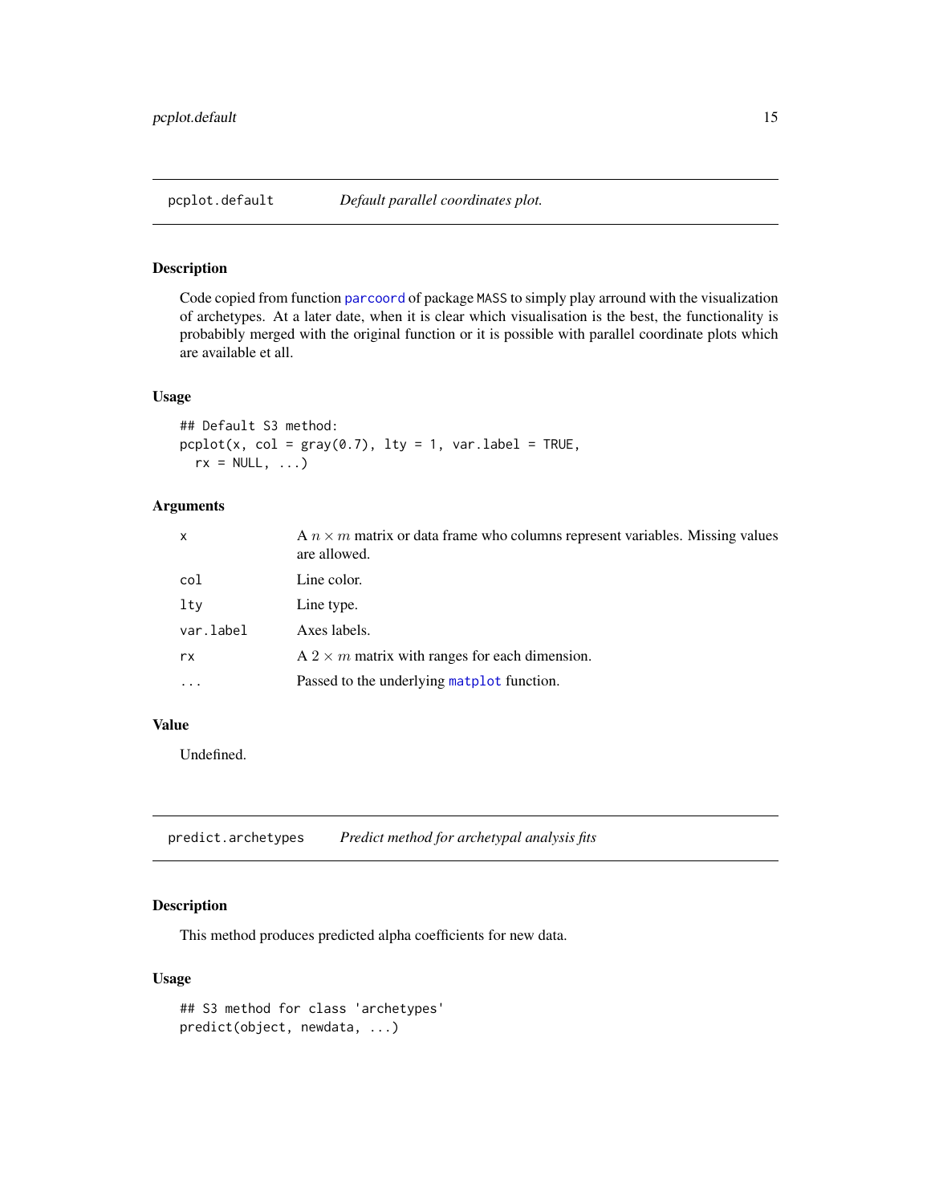## pcplot.default — *Default parallel coordinates plot.*

### Description

Code copied from function parcoord of package MASS to simply play arround with the visualization of archetypes. At a later date, when it is clear which visualisation is the best, the functionality is probabibly merged with the original function or it is possible with parallel coordinate plots which are available et all.

### Usage

```
## Default S3 method:
pcplot(x, col = gray(0.7), lty = 1, var.label = TRUE,
  rx = NULL, ...)
```

### Arguments

| | |
|---|---|
| x | A $n \times m$ matrix or data frame who columns represent variables. Missing values are allowed. |
| col | Line color. |
| lty | Line type. |
| var.label | Axes labels. |
| rx | A $2 \times m$ matrix with ranges for each dimension. |
| ... | Passed to the underlying matplot function. |

### Value

Undefined.

## predict.archetypes — *Predict method for archetypal analysis fits*

### Description

This method produces predicted alpha coefficients for new data.

### Usage

```
## S3 method for class 'archetypes'
predict(object, newdata, ...)
```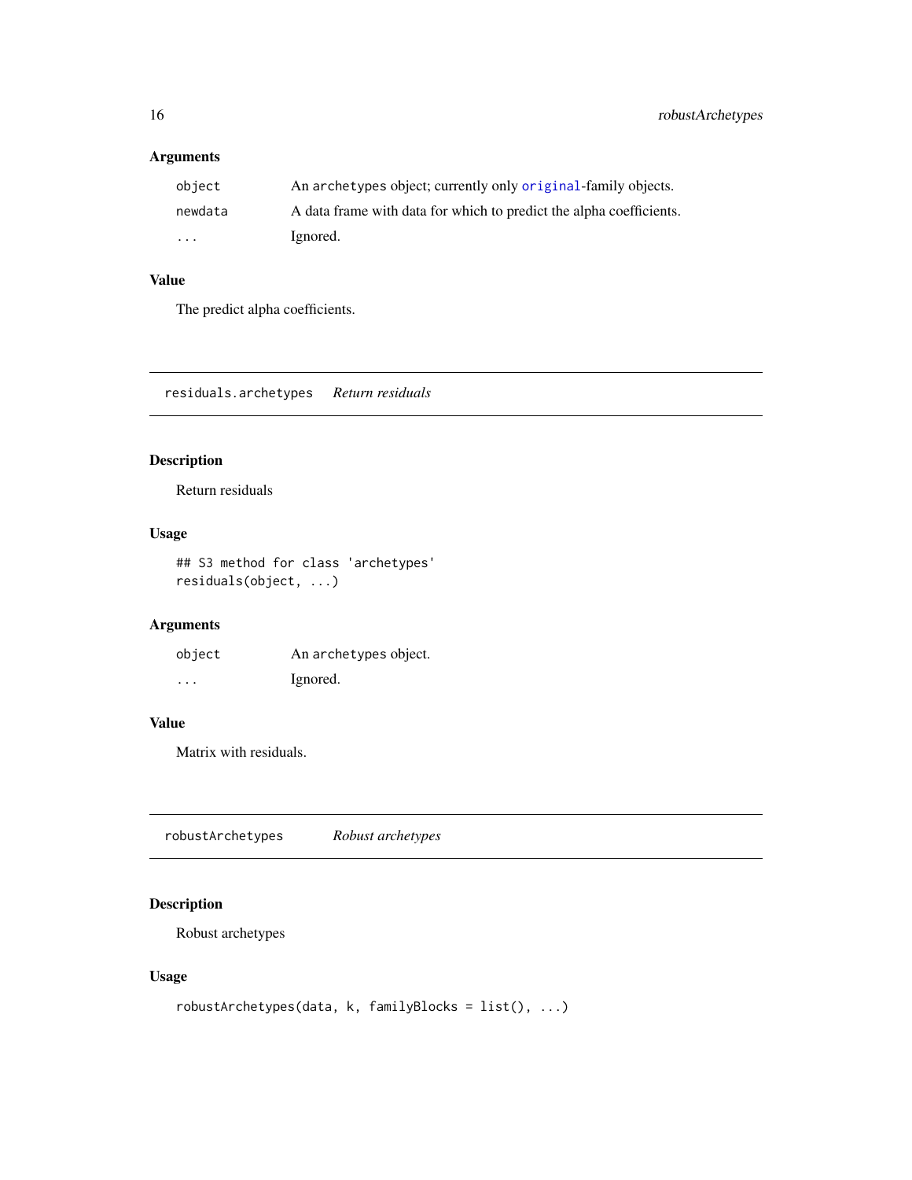### Arguments

| | |
|---|---|
| `object` | An `archetypes` object; currently only `original`-family objects. |
| `newdata` | A data frame with data for which to predict the alpha coefficients. |
| `...` | Ignored. |

### Value

The predict alpha coefficients.

---

## `residuals.archetypes` *Return residuals*

### Description

Return residuals

### Usage

```
## S3 method for class 'archetypes'
residuals(object, ...)
```

### Arguments

| | |
|---|---|
| `object` | An `archetypes` object. |
| `...` | Ignored. |

### Value

Matrix with residuals.

---

## `robustArchetypes` *Robust archetypes*

### Description

Robust archetypes

### Usage

```
robustArchetypes(data, k, familyBlocks = list(), ...)
```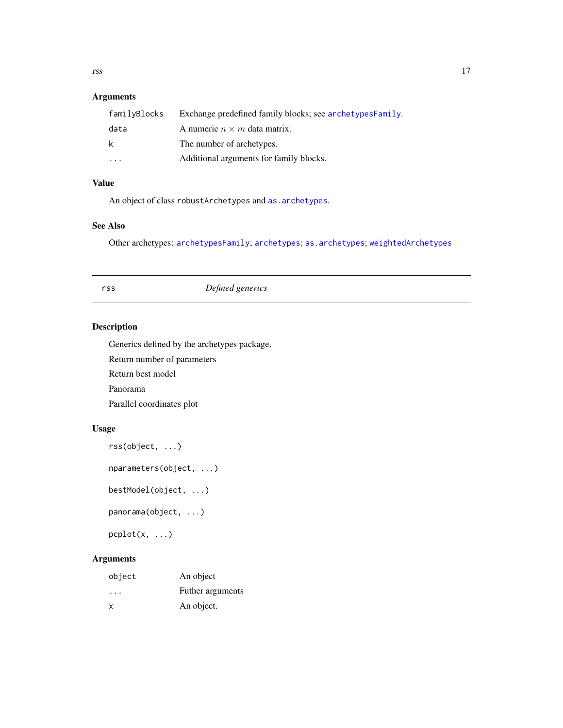### Arguments

| | |
|---|---|
| familyBlocks | Exchange predefined family blocks; see archetypesFamily. |
| data | A numeric $n \times m$ data matrix. |
| k | The number of archetypes. |
| ... | Additional arguments for family blocks. |

### Value

An object of class robustArchetypes and as.archetypes.

### See Also

Other archetypes: archetypesFamily; archetypes; as.archetypes; weightedArchetypes

---

## rss — *Defined generics*

### Description

Generics defined by the archetypes package.

Return number of parameters

Return best model

Panorama

Parallel coordinates plot

### Usage

```
rss(object, ...)

nparameters(object, ...)

bestModel(object, ...)

panorama(object, ...)

pcplot(x, ...)
```

### Arguments

| | |
|---|---|
| object | An object |
| ... | Futher arguments |
| x | An object. |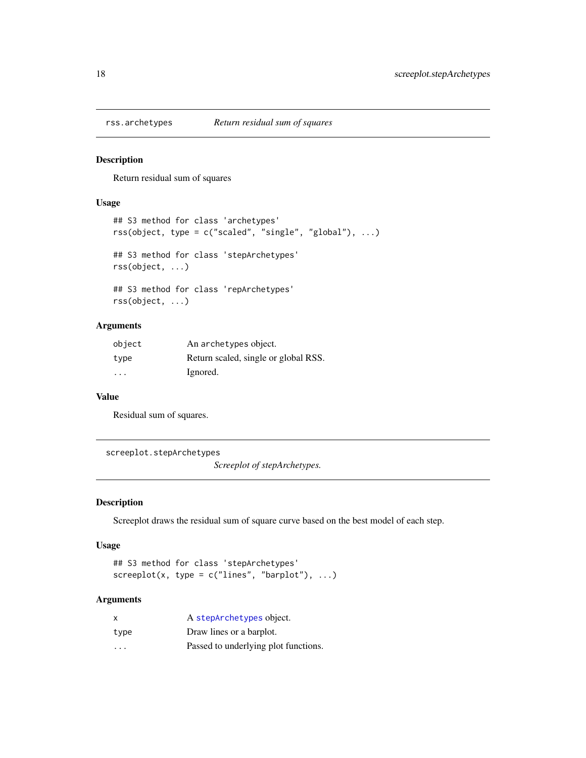## rss.archetypes — *Return residual sum of squares*

### Description

Return residual sum of squares

### Usage

```
## S3 method for class 'archetypes'
rss(object, type = c("scaled", "single", "global"), ...)

## S3 method for class 'stepArchetypes'
rss(object, ...)

## S3 method for class 'repArchetypes'
rss(object, ...)
```

### Arguments

| | |
|---|---|
| `object` | An `archetypes` object. |
| `type` | Return scaled, single or global RSS. |
| `...` | Ignored. |

### Value

Residual sum of squares.

## screeplot.stepArchetypes — *Screeplot of stepArchetypes.*

### Description

Screeplot draws the residual sum of square curve based on the best model of each step.

### Usage

```
## S3 method for class 'stepArchetypes'
screeplot(x, type = c("lines", "barplot"), ...)
```

### Arguments

| | |
|---|---|
| `x` | A `stepArchetypes` object. |
| `type` | Draw lines or a barplot. |
| `...` | Passed to underlying plot functions. |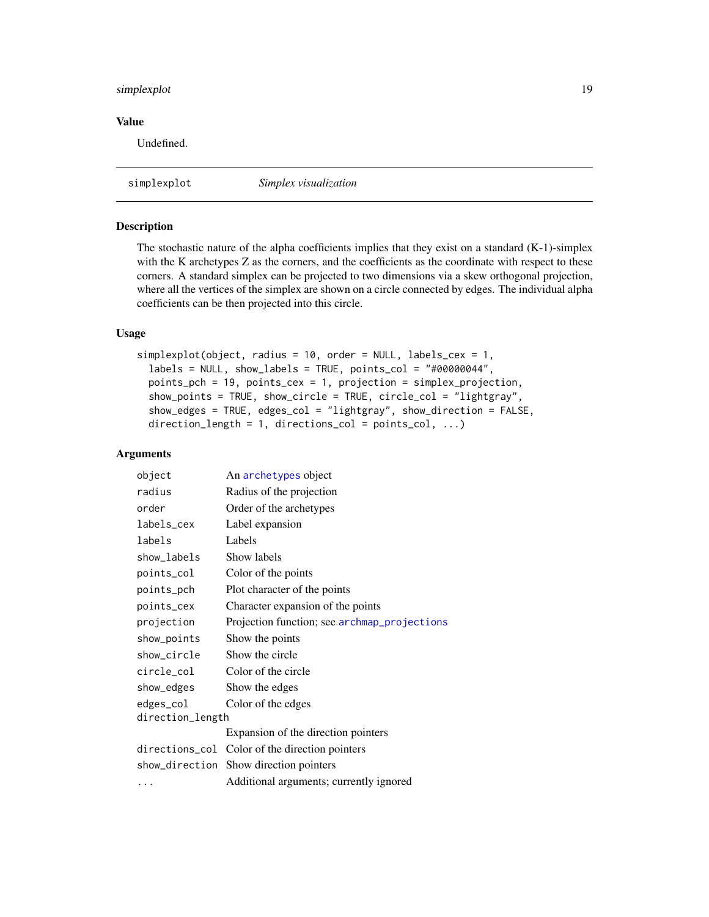## Value

Undefined.

---

simplexplot *Simplex visualization*

---

## Description

The stochastic nature of the alpha coefficients implies that they exist on a standard (K-1)-simplex with the K archetypes Z as the corners, and the coefficients as the coordinate with respect to these corners. A standard simplex can be projected to two dimensions via a skew orthogonal projection, where all the vertices of the simplex are shown on a circle connected by edges. The individual alpha coefficients can be then projected into this circle.

## Usage

```
simplexplot(object, radius = 10, order = NULL, labels_cex = 1,
  labels = NULL, show_labels = TRUE, points_col = "#00000044",
  points_pch = 19, points_cex = 1, projection = simplex_projection,
  show_points = TRUE, show_circle = TRUE, circle_col = "lightgray",
  show_edges = TRUE, edges_col = "lightgray", show_direction = FALSE,
  direction_length = 1, directions_col = points_col, ...)
```

## Arguments

| | |
|---|---|
| `object` | An `archetypes` object |
| `radius` | Radius of the projection |
| `order` | Order of the archetypes |
| `labels_cex` | Label expansion |
| `labels` | Labels |
| `show_labels` | Show labels |
| `points_col` | Color of the points |
| `points_pch` | Plot character of the points |
| `points_cex` | Character expansion of the points |
| `projection` | Projection function; see `archmap_projections` |
| `show_points` | Show the points |
| `show_circle` | Show the circle |
| `circle_col` | Color of the circle |
| `show_edges` | Show the edges |
| `edges_col` | Color of the edges |
| `direction_length` | Expansion of the direction pointers |
| `directions_col` | Color of the direction pointers |
| `show_direction` | Show direction pointers |
| `...` | Additional arguments; currently ignored |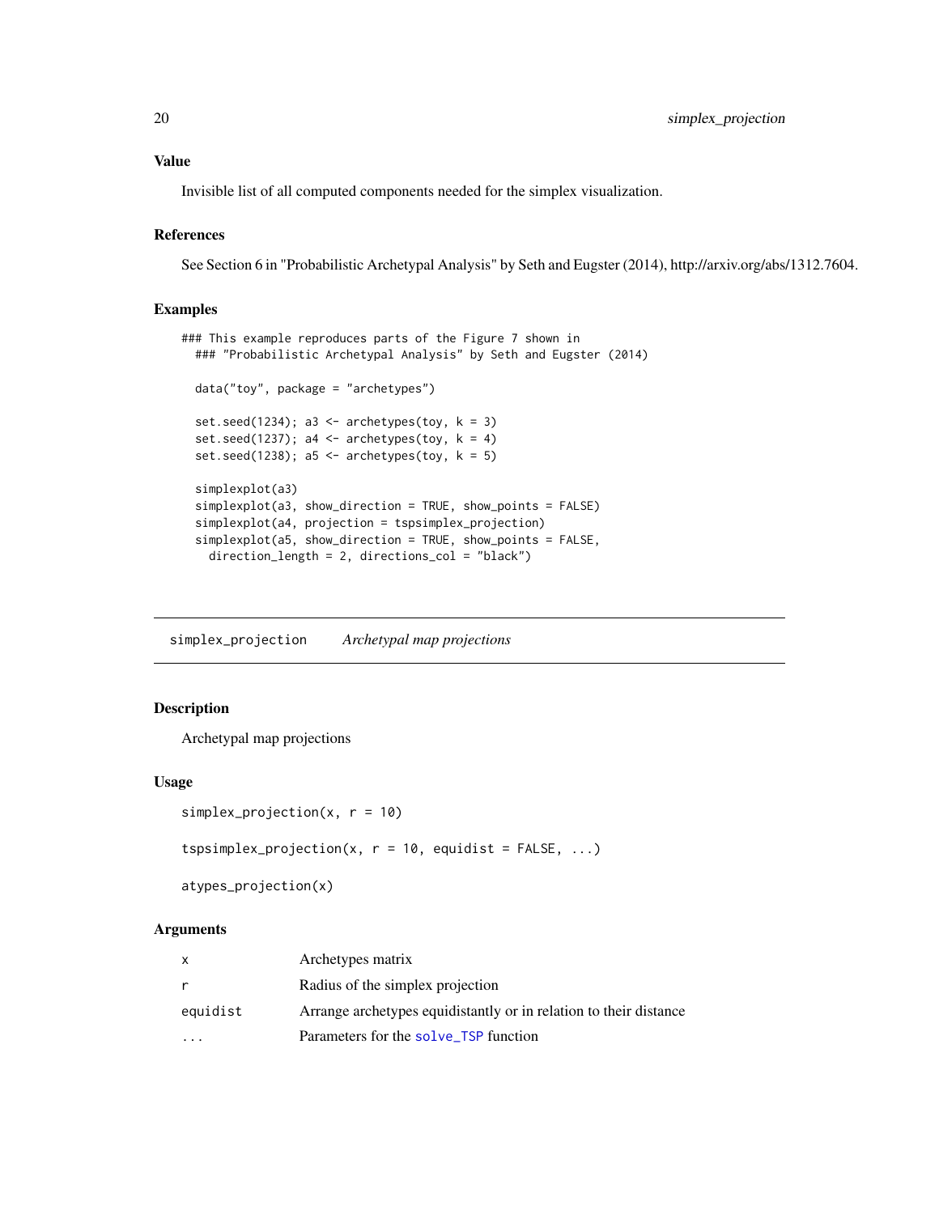## Value

Invisible list of all computed components needed for the simplex visualization.

## References

See Section 6 in "Probabilistic Archetypal Analysis" by Seth and Eugster (2014), http://arxiv.org/abs/1312.7604.

## Examples

```
### This example reproduces parts of the Figure 7 shown in
  ### "Probabilistic Archetypal Analysis" by Seth and Eugster (2014)

  data("toy", package = "archetypes")

  set.seed(1234); a3 <- archetypes(toy, k = 3)
  set.seed(1237); a4 <- archetypes(toy, k = 4)
  set.seed(1238); a5 <- archetypes(toy, k = 5)

  simplexplot(a3)
  simplexplot(a3, show_direction = TRUE, show_points = FALSE)
  simplexplot(a4, projection = tspsimplex_projection)
  simplexplot(a5, show_direction = TRUE, show_points = FALSE,
    direction_length = 2, directions_col = "black")
```

---

# simplex_projection    *Archetypal map projections*

## Description

Archetypal map projections

## Usage

```
simplex_projection(x, r = 10)

tspsimplex_projection(x, r = 10, equidist = FALSE, ...)

atypes_projection(x)
```

## Arguments

| | |
|---|---|
| `x` | Archetypes matrix |
| `r` | Radius of the simplex projection |
| `equidist` | Arrange archetypes equidistantly or in relation to their distance |
| `...` | Parameters for the `solve_TSP` function |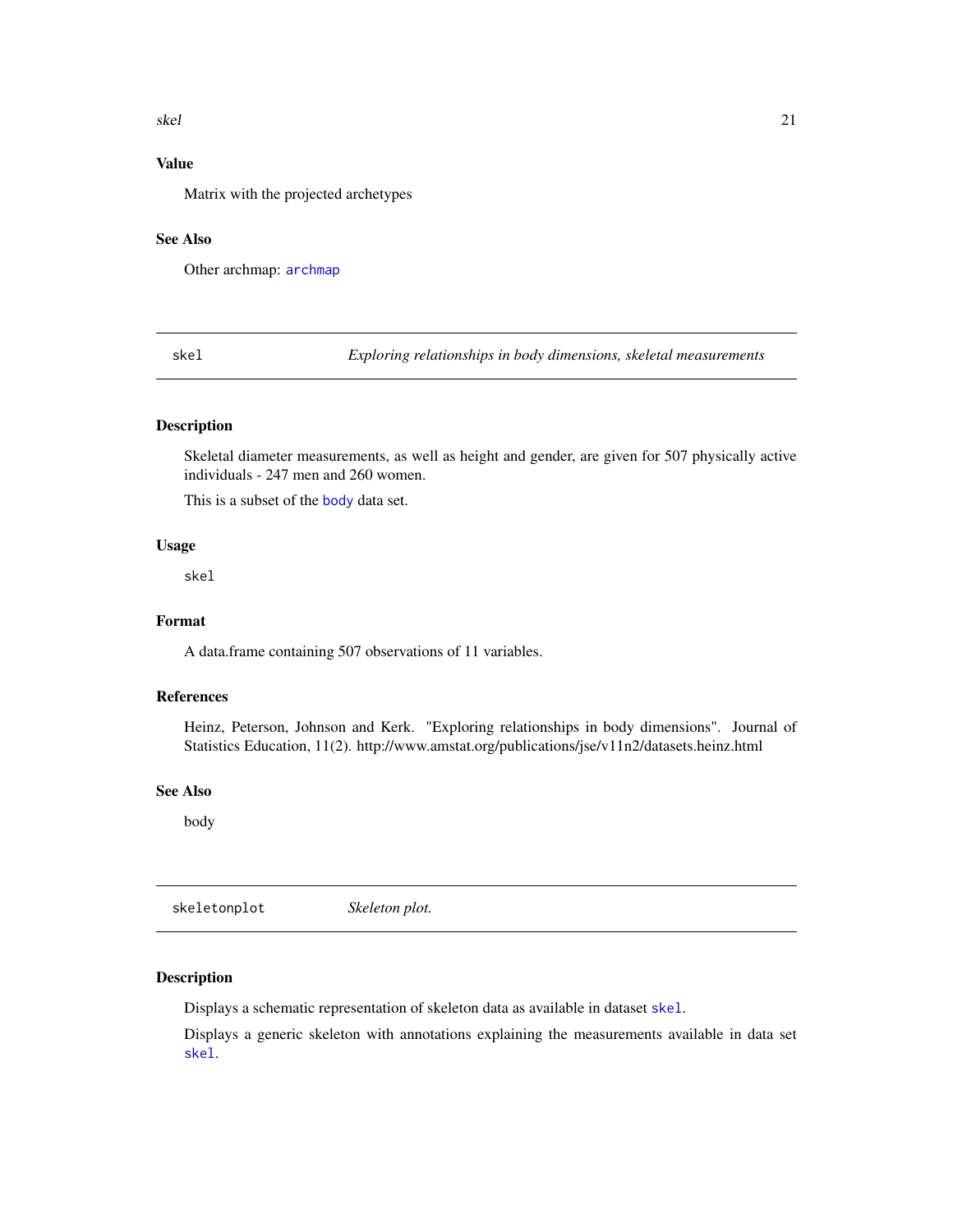### Value

Matrix with the projected archetypes

### See Also

Other archmap: archmap

---

## skel — *Exploring relationships in body dimensions, skeletal measurements*

### Description

Skeletal diameter measurements, as well as height and gender, are given for 507 physically active individuals - 247 men and 260 women.

This is a subset of the body data set.

### Usage

```
skel
```

### Format

A data.frame containing 507 observations of 11 variables.

### References

Heinz, Peterson, Johnson and Kerk. "Exploring relationships in body dimensions". Journal of Statistics Education, 11(2). http://www.amstat.org/publications/jse/v11n2/datasets.heinz.html

### See Also

body

---

## skeletonplot — *Skeleton plot.*

### Description

Displays a schematic representation of skeleton data as available in dataset skel.

Displays a generic skeleton with annotations explaining the measurements available in data set skel.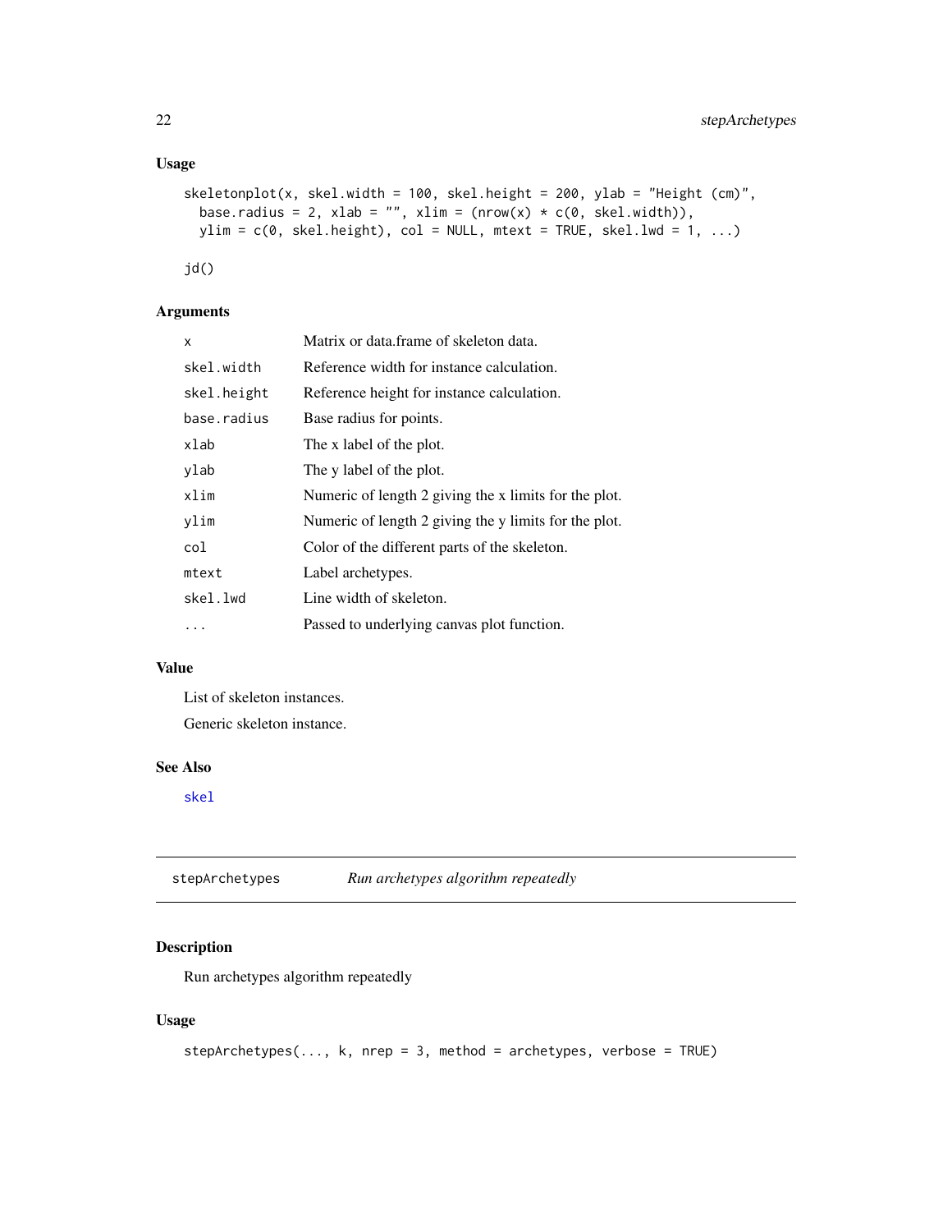### Usage

```
skeletonplot(x, skel.width = 100, skel.height = 200, ylab = "Height (cm)",
  base.radius = 2, xlab = "", xlim = (nrow(x) * c(0, skel.width)),
  ylim = c(0, skel.height), col = NULL, mtext = TRUE, skel.lwd = 1, ...)

jd()
```

### Arguments

| | |
|---|---|
| x | Matrix or data.frame of skeleton data. |
| skel.width | Reference width for instance calculation. |
| skel.height | Reference height for instance calculation. |
| base.radius | Base radius for points. |
| xlab | The x label of the plot. |
| ylab | The y label of the plot. |
| xlim | Numeric of length 2 giving the x limits for the plot. |
| ylim | Numeric of length 2 giving the y limits for the plot. |
| col | Color of the different parts of the skeleton. |
| mtext | Label archetypes. |
| skel.lwd | Line width of skeleton. |
| ... | Passed to underlying canvas plot function. |

### Value

List of skeleton instances.

Generic skeleton instance.

### See Also

skel

---

## stepArchetypes *Run archetypes algorithm repeatedly*

### Description

Run archetypes algorithm repeatedly

### Usage

```
stepArchetypes(..., k, nrep = 3, method = archetypes, verbose = TRUE)
```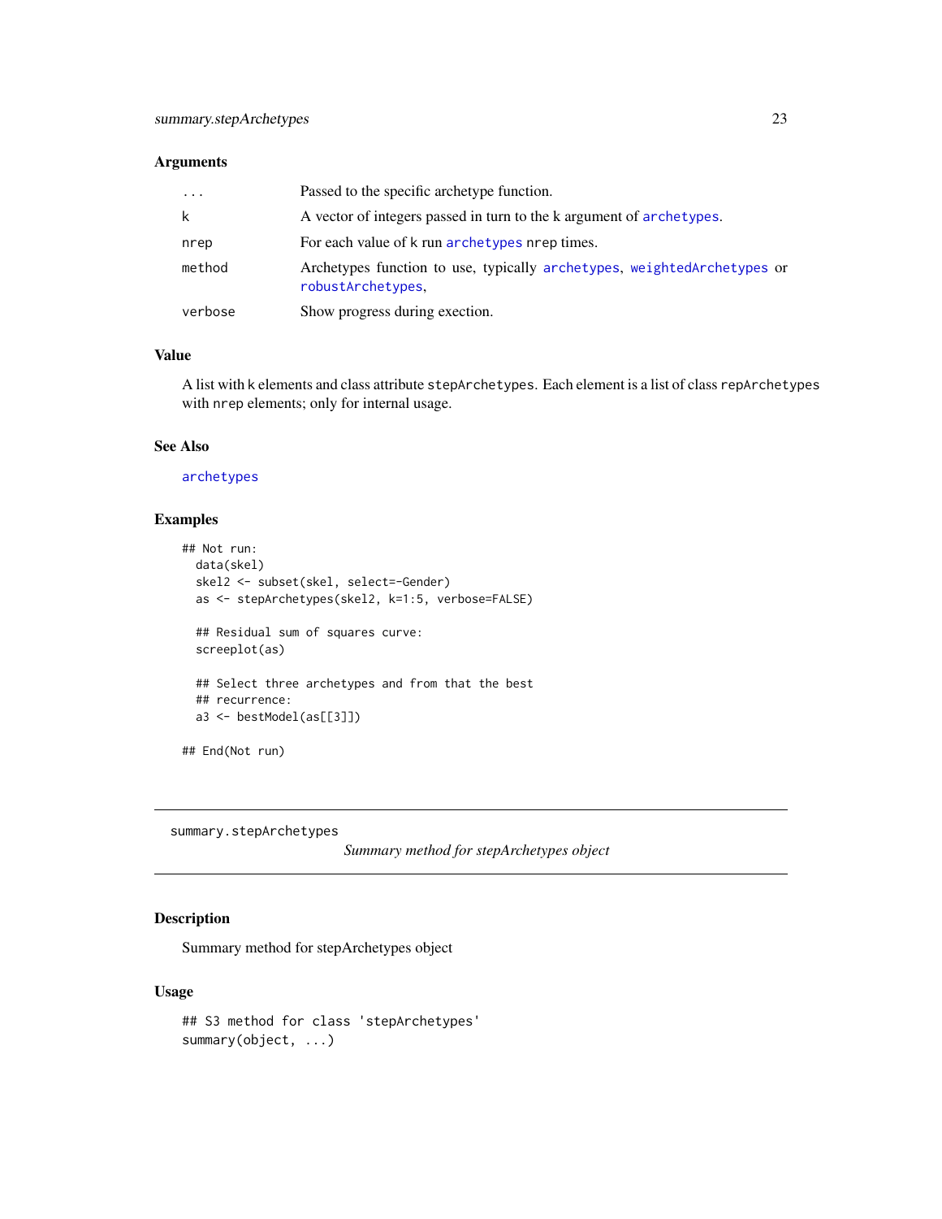### Arguments

| | |
|---|---|
| ... | Passed to the specific archetype function. |
| k | A vector of integers passed in turn to the k argument of archetypes. |
| nrep | For each value of k run archetypes nrep times. |
| method | Archetypes function to use, typically archetypes, weightedArchetypes or robustArchetypes, |
| verbose | Show progress during exection. |

### Value

A list with k elements and class attribute stepArchetypes. Each element is a list of class repArchetypes with nrep elements; only for internal usage.

### See Also

archetypes

### Examples

```
## Not run:
  data(skel)
  skel2 <- subset(skel, select=-Gender)
  as <- stepArchetypes(skel2, k=1:5, verbose=FALSE)

  ## Residual sum of squares curve:
  screeplot(as)

  ## Select three archetypes and from that the best
  ## recurrence:
  a3 <- bestModel(as[[3]])

## End(Not run)
```

---

## summary.stepArchetypes

*Summary method for stepArchetypes object*

---

### Description

Summary method for stepArchetypes object

### Usage

```
## S3 method for class 'stepArchetypes'
summary(object, ...)
```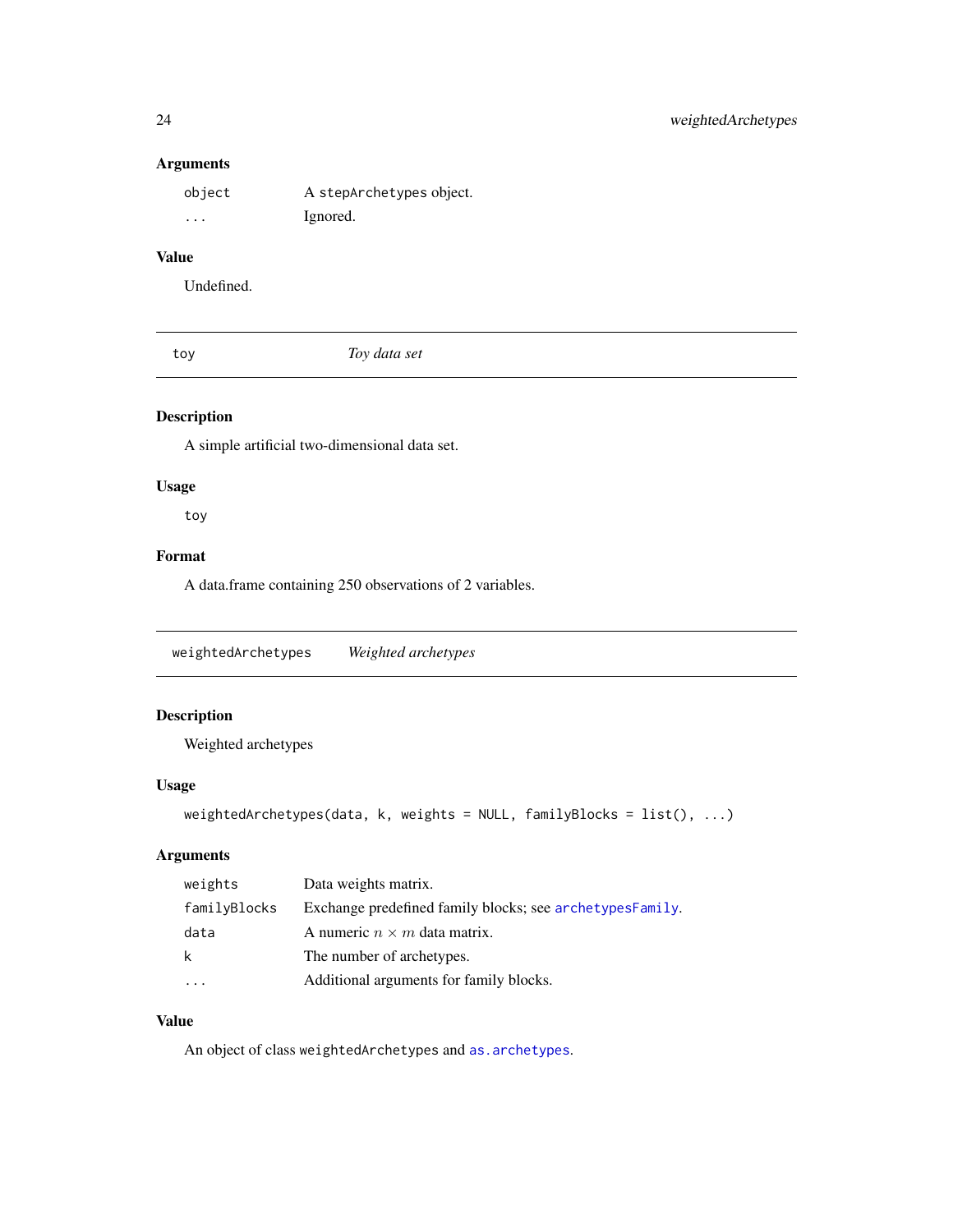### Arguments

| | |
|---|---|
| `object` | A `stepArchetypes` object. |
| `...` | Ignored. |

### Value

Undefined.

---

## `toy` *Toy data set*

---

### Description

A simple artificial two-dimensional data set.

### Usage

```
toy
```

### Format

A data.frame containing 250 observations of 2 variables.

---

## `weightedArchetypes` *Weighted archetypes*

---

### Description

Weighted archetypes

### Usage

```
weightedArchetypes(data, k, weights = NULL, familyBlocks = list(), ...)
```

### Arguments

| | |
|---|---|
| `weights` | Data weights matrix. |
| `familyBlocks` | Exchange predefined family blocks; see `archetypesFamily`. |
| `data` | A numeric $n \times m$ data matrix. |
| `k` | The number of archetypes. |
| `...` | Additional arguments for family blocks. |

### Value

An object of class `weightedArchetypes` and `as.archetypes`.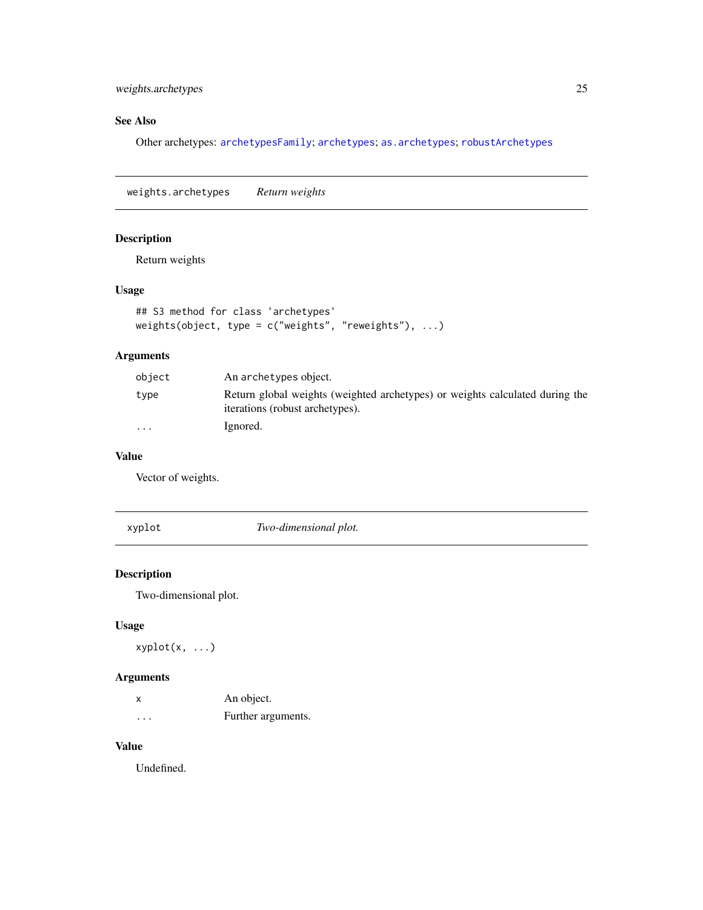## See Also

Other archetypes: `archetypesFamily`; `archetypes`; `as.archetypes`; `robustArchetypes`

---

## weights.archetypes — *Return weights*

### Description

Return weights

### Usage

```
## S3 method for class 'archetypes'
weights(object, type = c("weights", "reweights"), ...)
```

### Arguments

| | |
|---|---|
| `object` | An `archetypes` object. |
| `type` | Return global weights (weighted archetypes) or weights calculated during the iterations (robust archetypes). |
| `...` | Ignored. |

### Value

Vector of weights.

---

## xyplot — *Two-dimensional plot.*

### Description

Two-dimensional plot.

### Usage

```
xyplot(x, ...)
```

### Arguments

| | |
|---|---|
| `x` | An object. |
| `...` | Further arguments. |

### Value

Undefined.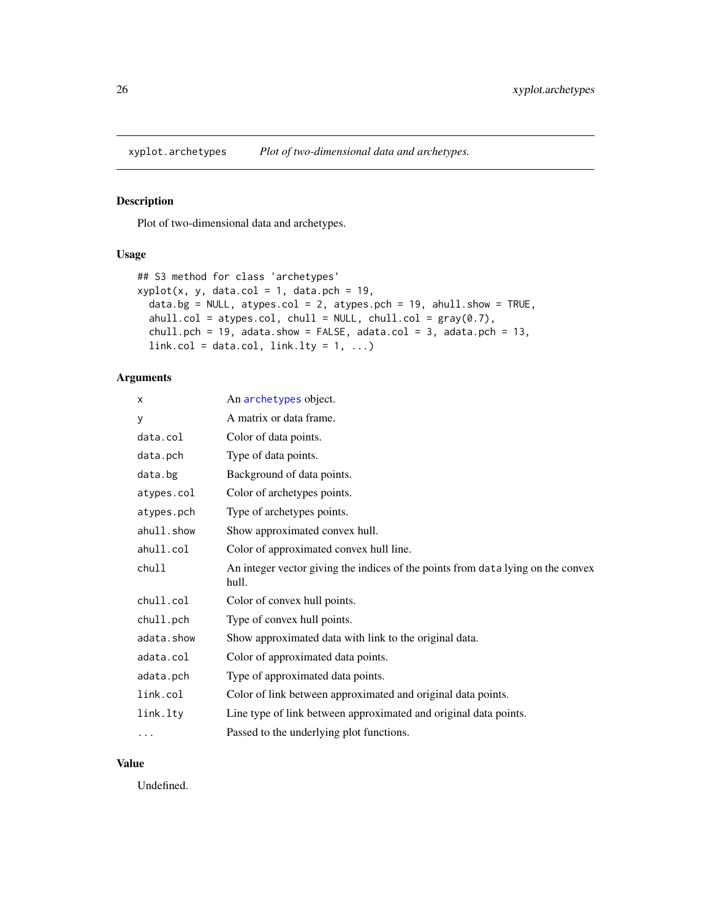## xyplot.archetypes    *Plot of two-dimensional data and archetypes.*

### Description

Plot of two-dimensional data and archetypes.

### Usage

```
## S3 method for class 'archetypes'
xyplot(x, y, data.col = 1, data.pch = 19,
  data.bg = NULL, atypes.col = 2, atypes.pch = 19, ahull.show = TRUE,
  ahull.col = atypes.col, chull = NULL, chull.col = gray(0.7),
  chull.pch = 19, adata.show = FALSE, adata.col = 3, adata.pch = 13,
  link.col = data.col, link.lty = 1, ...)
```

### Arguments

| | |
|---|---|
| x | An archetypes object. |
| y | A matrix or data frame. |
| data.col | Color of data points. |
| data.pch | Type of data points. |
| data.bg | Background of data points. |
| atypes.col | Color of archetypes points. |
| atypes.pch | Type of archetypes points. |
| ahull.show | Show approximated convex hull. |
| ahull.col | Color of approximated convex hull line. |
| chull | An integer vector giving the indices of the points from data lying on the convex hull. |
| chull.col | Color of convex hull points. |
| chull.pch | Type of convex hull points. |
| adata.show | Show approximated data with link to the original data. |
| adata.col | Color of approximated data points. |
| adata.pch | Type of approximated data points. |
| link.col | Color of link between approximated and original data points. |
| link.lty | Line type of link between approximated and original data points. |
| ... | Passed to the underlying plot functions. |

### Value

Undefined.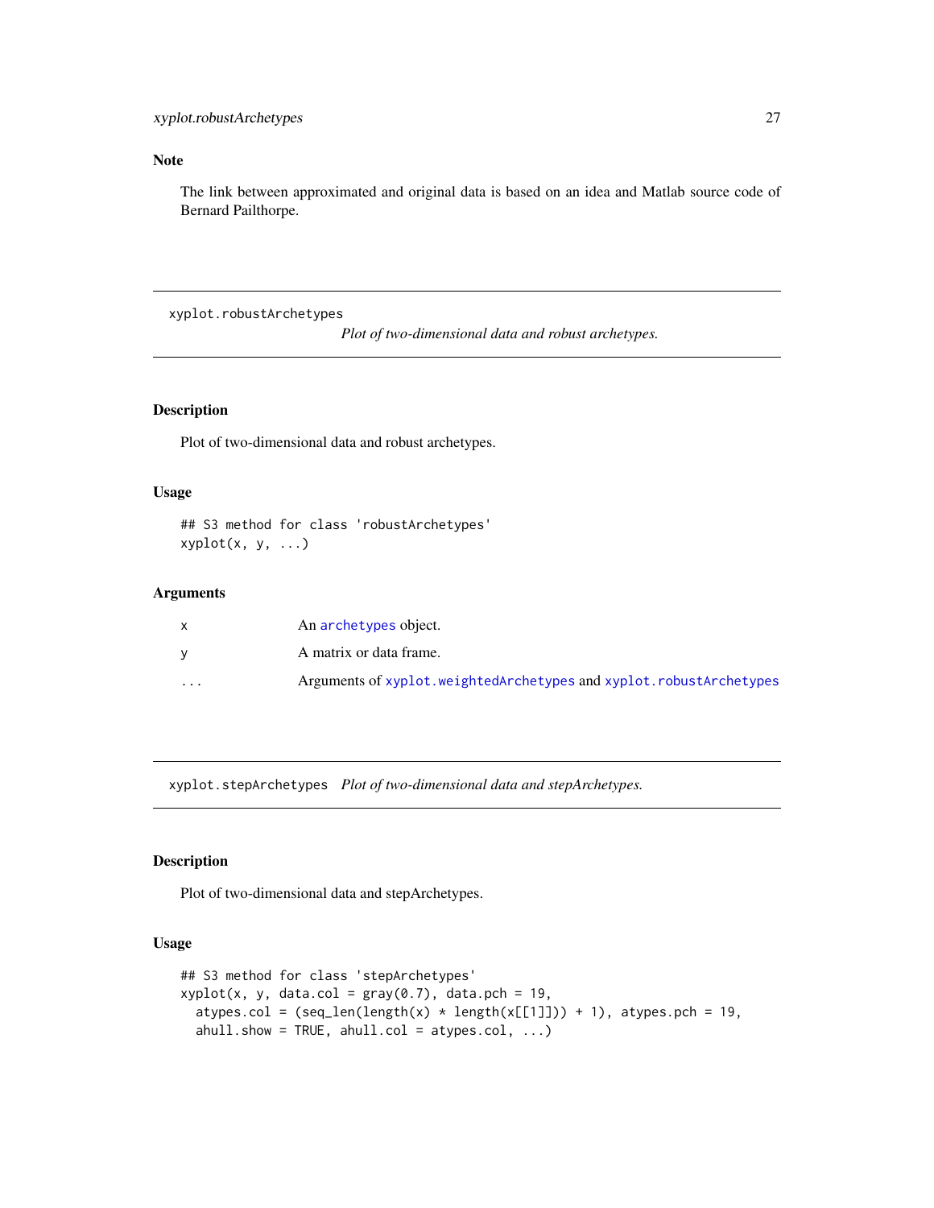## Note

The link between approximated and original data is based on an idea and Matlab source code of Bernard Pailthorpe.

---

## xyplot.robustArchetypes

*Plot of two-dimensional data and robust archetypes.*

### Description

Plot of two-dimensional data and robust archetypes.

### Usage

```
## S3 method for class 'robustArchetypes'
xyplot(x, y, ...)
```

### Arguments

| | |
|---|---|
| `x` | An `archetypes` object. |
| `y` | A matrix or data frame. |
| `...` | Arguments of `xyplot.weightedArchetypes` and `xyplot.robustArchetypes` |

---

## xyplot.stepArchetypes

*Plot of two-dimensional data and stepArchetypes.*

### Description

Plot of two-dimensional data and stepArchetypes.

### Usage

```
## S3 method for class 'stepArchetypes'
xyplot(x, y, data.col = gray(0.7), data.pch = 19,
  atypes.col = (seq_len(length(x) * length(x[[1]])) + 1), atypes.pch = 19,
  ahull.show = TRUE, ahull.col = atypes.col, ...)
```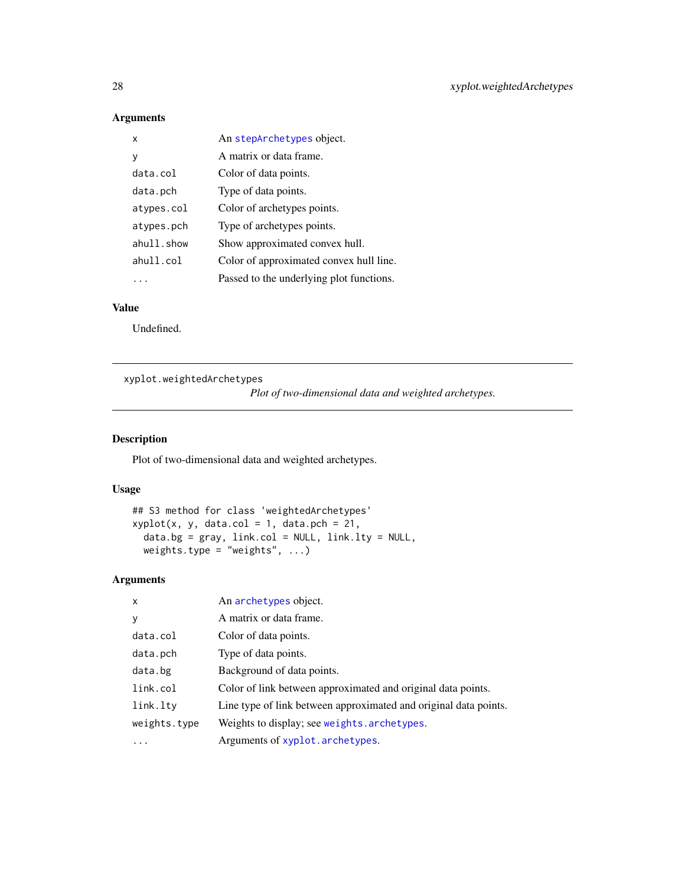### Arguments

| | |
|---|---|
| x | An stepArchetypes object. |
| y | A matrix or data frame. |
| data.col | Color of data points. |
| data.pch | Type of data points. |
| atypes.col | Color of archetypes points. |
| atypes.pch | Type of archetypes points. |
| ahull.show | Show approximated convex hull. |
| ahull.col | Color of approximated convex hull line. |
| ... | Passed to the underlying plot functions. |

### Value

Undefined.

---

## xyplot.weightedArchetypes

*Plot of two-dimensional data and weighted archetypes.*

---

### Description

Plot of two-dimensional data and weighted archetypes.

### Usage

```
## S3 method for class 'weightedArchetypes'
xyplot(x, y, data.col = 1, data.pch = 21,
  data.bg = gray, link.col = NULL, link.lty = NULL,
  weights.type = "weights", ...)
```

### Arguments

| | |
|---|---|
| x | An archetypes object. |
| y | A matrix or data frame. |
| data.col | Color of data points. |
| data.pch | Type of data points. |
| data.bg | Background of data points. |
| link.col | Color of link between approximated and original data points. |
| link.lty | Line type of link between approximated and original data points. |
| weights.type | Weights to display; see weights.archetypes. |
| ... | Arguments of xyplot.archetypes. |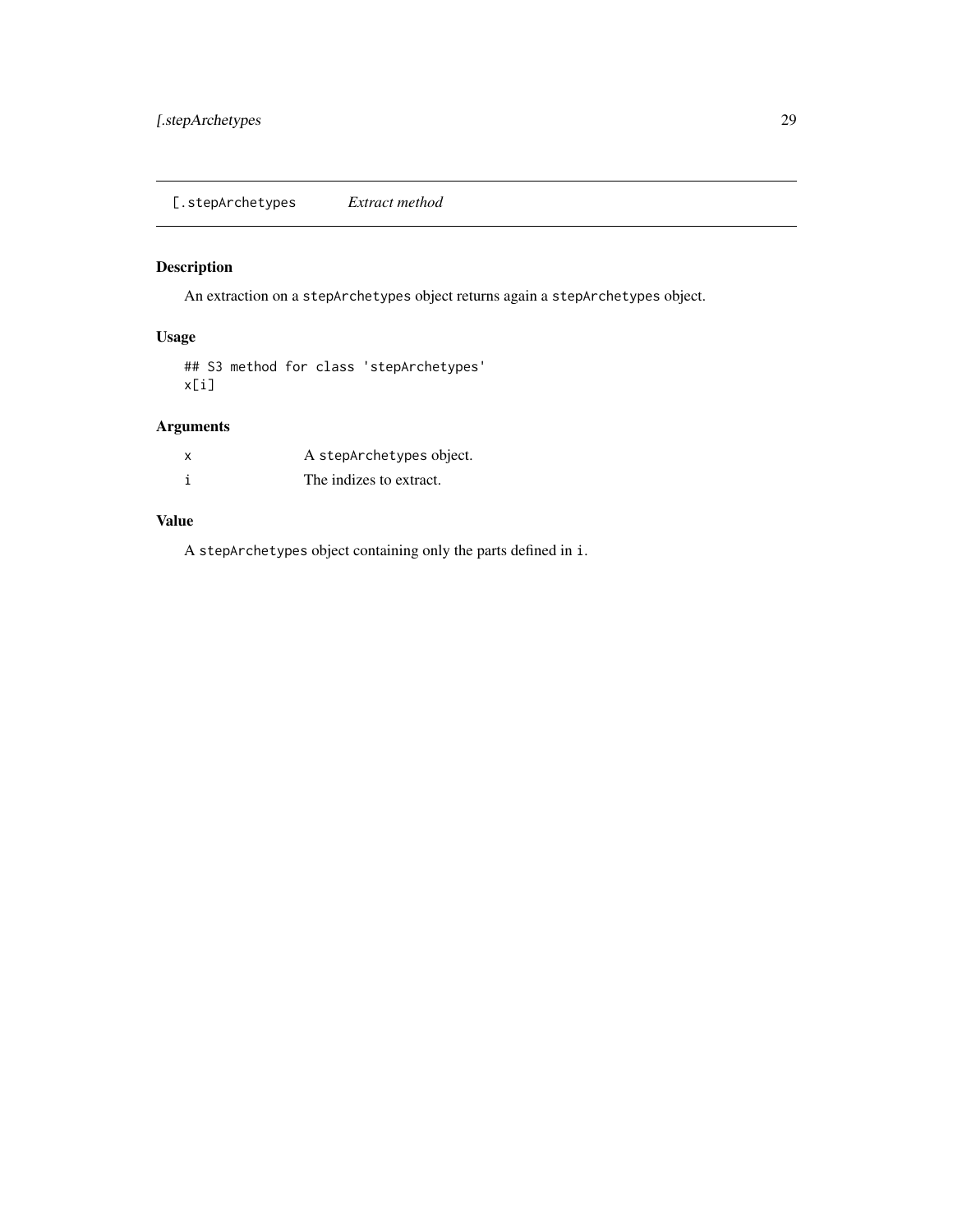# [.stepArchetypes *Extract method*

## Description

An extraction on a `stepArchetypes` object returns again a `stepArchetypes` object.

## Usage

```
## S3 method for class 'stepArchetypes'
x[i]
```

## Arguments

| | |
|---|---|
| `x` | A `stepArchetypes` object. |
| `i` | The indizes to extract. |

## Value

A `stepArchetypes` object containing only the parts defined in `i`.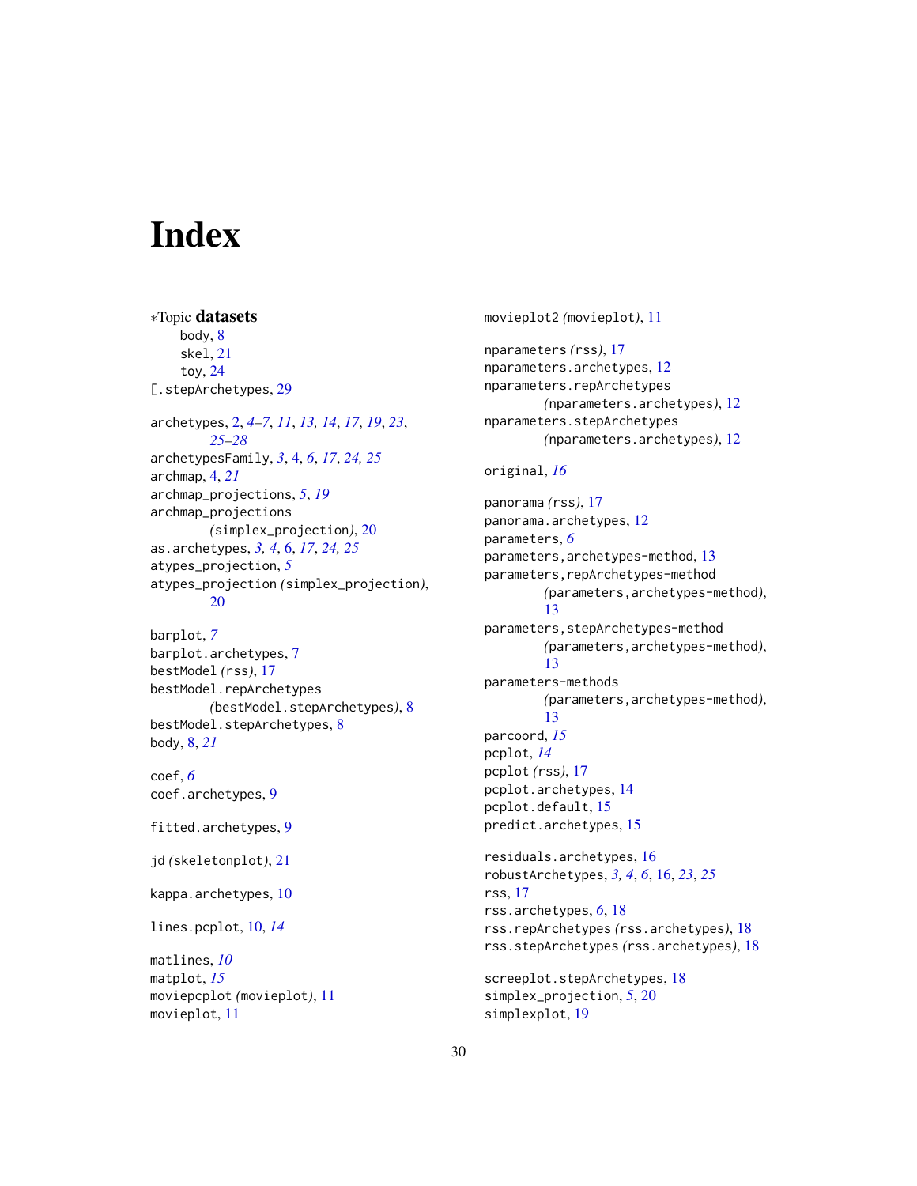# Index

∗Topic **datasets**
- body, 8
- skel, 21
- toy, 24

[.stepArchetypes, 29

archetypes, 2, *4–7*, *11*, *13*, *14*, *17*, *19*, *23*, *25–28*
archetypesFamily, *3*, 4, *6*, *17*, *24*, *25*
archmap, 4, *21*
archmap_projections, *5*, *19*
archmap_projections *(*simplex_projection*)*, 20
as.archetypes, *3*, *4*, 6, *17*, *24*, *25*
atypes_projection, *5*
atypes_projection *(*simplex_projection*)*, 20

barplot, *7*
barplot.archetypes, 7
bestModel *(*rss*)*, 17
bestModel.repArchetypes *(*bestModel.stepArchetypes*)*, 8
bestModel.stepArchetypes, 8
body, 8, *21*

coef, *6*
coef.archetypes, 9

fitted.archetypes, 9

jd *(*skeletonplot*)*, 21

kappa.archetypes, 10

lines.pcplot, 10, *14*

matlines, *10*
matplot, *15*
moviepcplot *(*movieplot*)*, 11
movieplot, 11
movieplot2 *(*movieplot*)*, 11

nparameters *(*rss*)*, 17
nparameters.archetypes, 12
nparameters.repArchetypes *(*nparameters.archetypes*)*, 12
nparameters.stepArchetypes *(*nparameters.archetypes*)*, 12

original, *16*

panorama *(*rss*)*, 17
panorama.archetypes, 12
parameters, *6*
parameters,archetypes-method, 13
parameters,repArchetypes-method *(*parameters,archetypes-method*)*, 13
parameters,stepArchetypes-method *(*parameters,archetypes-method*)*, 13
parameters-methods *(*parameters,archetypes-method*)*, 13
parcoord, *15*
pcplot, *14*
pcplot *(*rss*)*, 17
pcplot.archetypes, 14
pcplot.default, 15
predict.archetypes, 15

residuals.archetypes, 16
robustArchetypes, *3*, *4*, *6*, 16, *23*, *25*
rss, 17
rss.archetypes, *6*, 18
rss.repArchetypes *(*rss.archetypes*)*, 18
rss.stepArchetypes *(*rss.archetypes*)*, 18

screeplot.stepArchetypes, 18
simplex_projection, *5*, 20
simplexplot, 19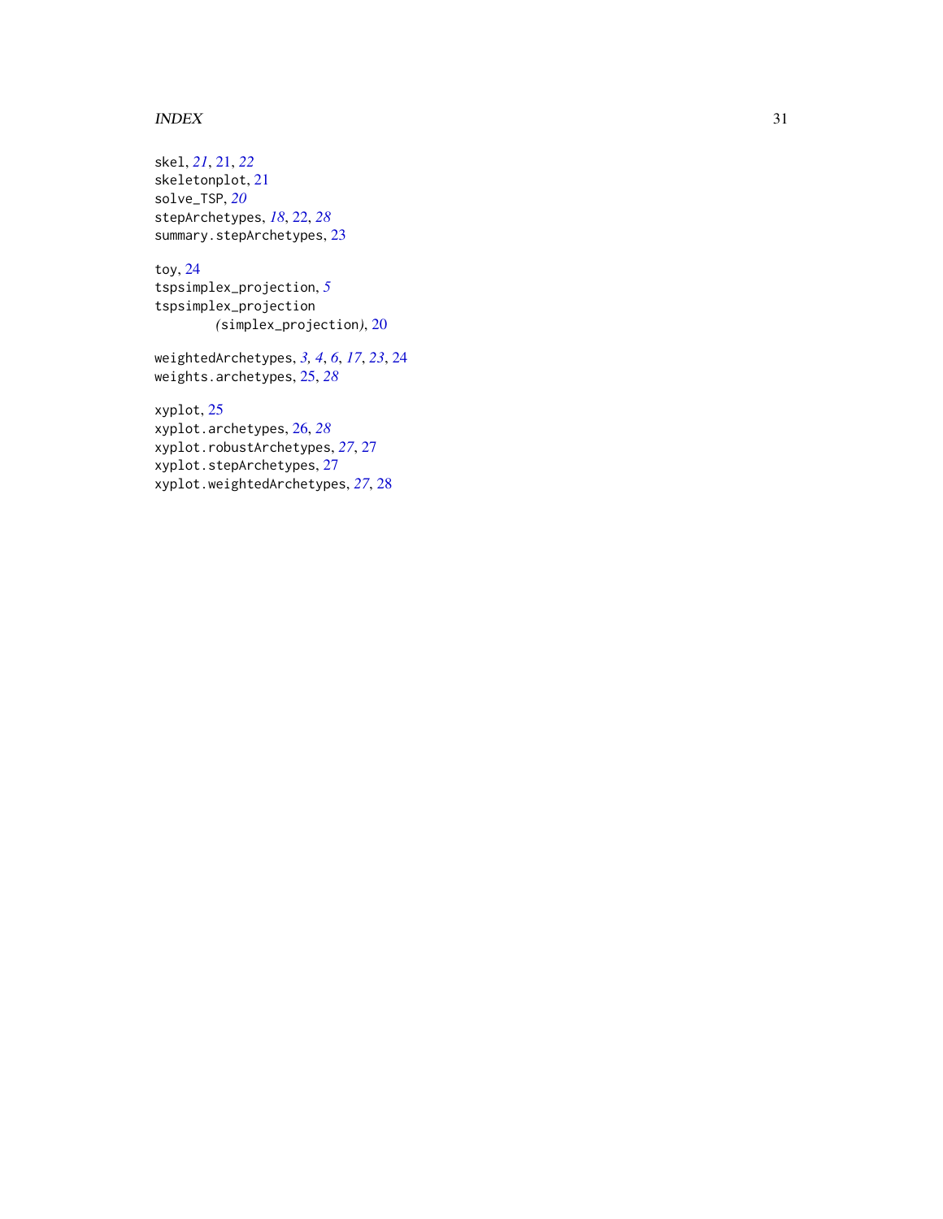skel, *21*, 21, *22*
skeletonplot, 21
solve_TSP, *20*
stepArchetypes, *18*, 22, *28*
summary.stepArchetypes, 23

toy, 24
tspsimplex_projection, *5*
tspsimplex_projection
        *(*simplex_projection*)*, 20

weightedArchetypes, *3, 4*, *6*, *17*, *23*, 24
weights.archetypes, 25, *28*

xyplot, 25
xyplot.archetypes, 26, *28*
xyplot.robustArchetypes, *27*, 27
xyplot.stepArchetypes, 27
xyplot.weightedArchetypes, *27*, 28